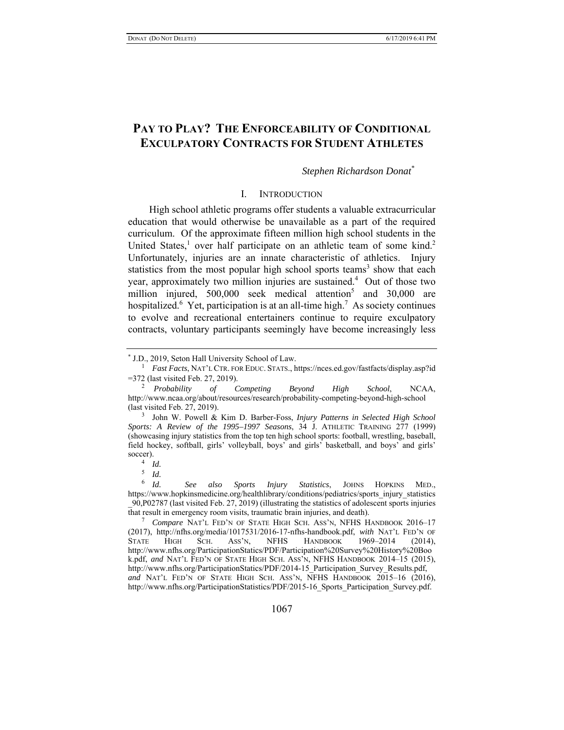# PAY TO PLAY? THE ENFORCEABILITY OF CONDITIONAL EXCULPATORY CONTRACTS FOR STUDENT ATHLETES

*Stephen Richardson Donat*[*]

## I. INTRODUCTION

High school athletic programs offer students a valuable extracurricular education that would otherwise be unavailable as a part of the required curriculum. Of the approximate fifteen million high school students in the United States,[1] over half participate on an athletic team of some kind.[2] Unfortunately, injuries are an innate characteristic of athletics. Injury statistics from the most popular high school sports teams[3] show that each year, approximately two million injuries are sustained.[4] Out of those two million injured, 500,000 seek medical attention[5] and 30,000 are hospitalized.[6] Yet, participation is at an all-time high.[7] As society continues to evolve and recreational entertainers continue to require exculpatory contracts, voluntary participants seemingly have become increasingly less

---

[*] J.D., 2019, Seton Hall University School of Law.

[1] *Fast Facts*, NAT'L CTR. FOR EDUC. STATS., https://nces.ed.gov/fastfacts/display.asp?id=372 (last visited Feb. 27, 2019).

[2] *Probability of Competing Beyond High School*, NCAA, http://www.ncaa.org/about/resources/research/probability-competing-beyond-high-school (last visited Feb. 27, 2019).

[3] John W. Powell & Kim D. Barber-Foss, *Injury Patterns in Selected High School Sports: A Review of the 1995–1997 Seasons*, 34 J. ATHLETIC TRAINING 277 (1999) (showcasing injury statistics from the top ten high school sports: football, wrestling, baseball, field hockey, softball, girls' volleyball, boys' and girls' basketball, and boys' and girls' soccer).

[4] *Id.*

[5] *Id.*

[6] *Id.* *See also Sports Injury Statistics*, JOHNS HOPKINS MED., https://www.hopkinsmedicine.org/healthlibrary/conditions/pediatrics/sports_injury_statistics_90,P02787 (last visited Feb. 27, 2019) (illustrating the statistics of adolescent sports injuries that result in emergency room visits, traumatic brain injuries, and death).

[7] *Compare* NAT'L FED'N OF STATE HIGH SCH. ASS'N, NFHS HANDBOOK 2016–17 (2017), http://nfhs.org/media/1017531/2016-17-nfhs-handbook.pdf, *with* NAT'L FED'N OF STATE HIGH SCH. ASS'N, NFHS HANDBOOK 1969–2014 (2014), http://www.nfhs.org/ParticipationStatics/PDF/Participation%20Survey%20History%20Book.pdf, *and* NAT'L FED'N OF STATE HIGH SCH. ASS'N, NFHS HANDBOOK 2014–15 (2015), http://www.nfhs.org/ParticipationStatics/PDF/2014-15_Participation_Survey_Results.pdf, *and* NAT'L FED'N OF STATE HIGH SCH. ASS'N, NFHS HANDBOOK 2015–16 (2016), http://www.nfhs.org/ParticipationStatistics/PDF/2015-16_Sports_Participation_Survey.pdf.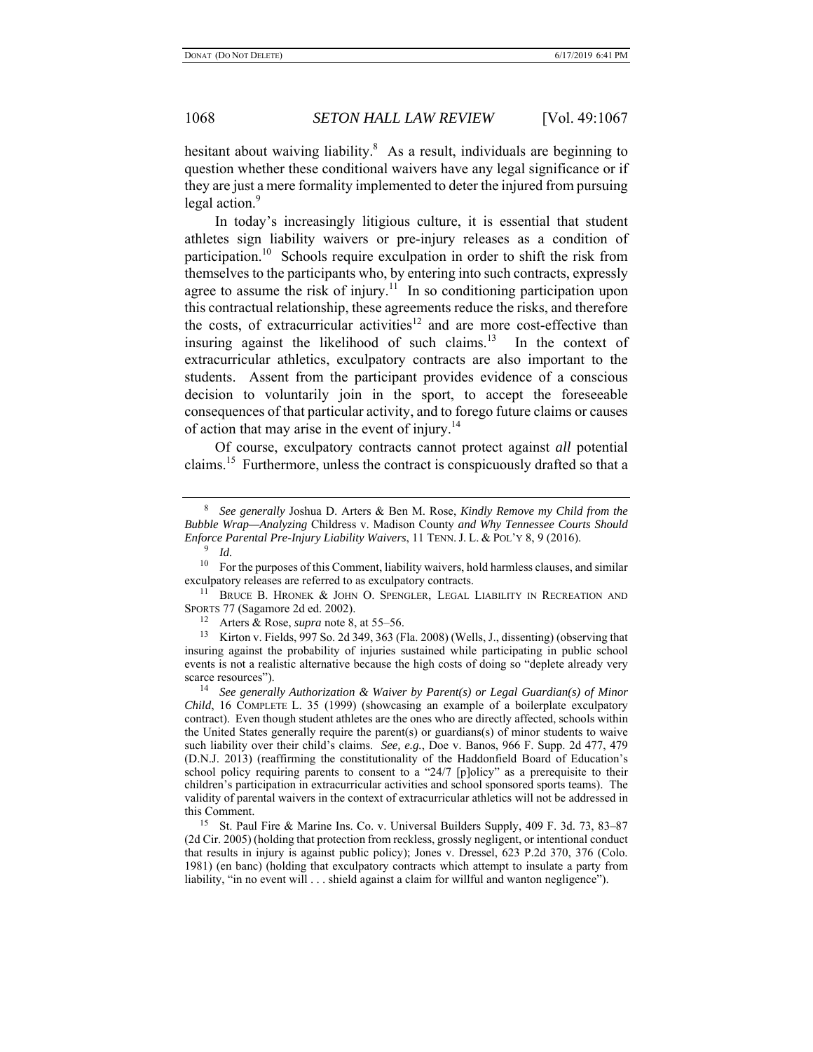hesitant about waiving liability.[8] As a result, individuals are beginning to question whether these conditional waivers have any legal significance or if they are just a mere formality implemented to deter the injured from pursuing legal action.[9]

In today's increasingly litigious culture, it is essential that student athletes sign liability waivers or pre-injury releases as a condition of participation.[10] Schools require exculpation in order to shift the risk from themselves to the participants who, by entering into such contracts, expressly agree to assume the risk of injury.[11] In so conditioning participation upon this contractual relationship, these agreements reduce the risks, and therefore the costs, of extracurricular activities[12] and are more cost-effective than insuring against the likelihood of such claims.[13] In the context of extracurricular athletics, exculpatory contracts are also important to the students. Assent from the participant provides evidence of a conscious decision to voluntarily join in the sport, to accept the foreseeable consequences of that particular activity, and to forego future claims or causes of action that may arise in the event of injury.[14]

Of course, exculpatory contracts cannot protect against *all* potential claims.[15] Furthermore, unless the contract is conspicuously drafted so that a

---

[8] *See generally* Joshua D. Arters & Ben M. Rose, *Kindly Remove my Child from the Bubble Wrap—Analyzing* Childress v. Madison County *and Why Tennessee Courts Should Enforce Parental Pre-Injury Liability Waivers*, 11 TENN. J. L. & POL'Y 8, 9 (2016).

[9] *Id.*

[10] For the purposes of this Comment, liability waivers, hold harmless clauses, and similar exculpatory releases are referred to as exculpatory contracts.

[11] BRUCE B. HRONEK & JOHN O. SPENGLER, LEGAL LIABILITY IN RECREATION AND SPORTS 77 (Sagamore 2d ed. 2002).

[12] Arters & Rose, *supra* note 8, at 55–56.

[13] Kirton v. Fields, 997 So. 2d 349, 363 (Fla. 2008) (Wells, J., dissenting) (observing that insuring against the probability of injuries sustained while participating in public school events is not a realistic alternative because the high costs of doing so "deplete already very scarce resources").

[14] *See generally Authorization & Waiver by Parent(s) or Legal Guardian(s) of Minor Child*, 16 COMPLETE L. 35 (1999) (showcasing an example of a boilerplate exculpatory contract). Even though student athletes are the ones who are directly affected, schools within the United States generally require the parent(s) or guardians(s) of minor students to waive such liability over their child's claims. *See, e.g.*, Doe v. Banos, 966 F. Supp. 2d 477, 479 (D.N.J. 2013) (reaffirming the constitutionality of the Haddonfield Board of Education's school policy requiring parents to consent to a "24/7 [p]olicy" as a prerequisite to their children's participation in extracurricular activities and school sponsored sports teams). The validity of parental waivers in the context of extracurricular athletics will not be addressed in this Comment.

[15] St. Paul Fire & Marine Ins. Co. v. Universal Builders Supply, 409 F. 3d. 73, 83–87 (2d Cir. 2005) (holding that protection from reckless, grossly negligent, or intentional conduct that results in injury is against public policy); Jones v. Dressel, 623 P.2d 370, 376 (Colo. 1981) (en banc) (holding that exculpatory contracts which attempt to insulate a party from liability, "in no event will . . . shield against a claim for willful and wanton negligence").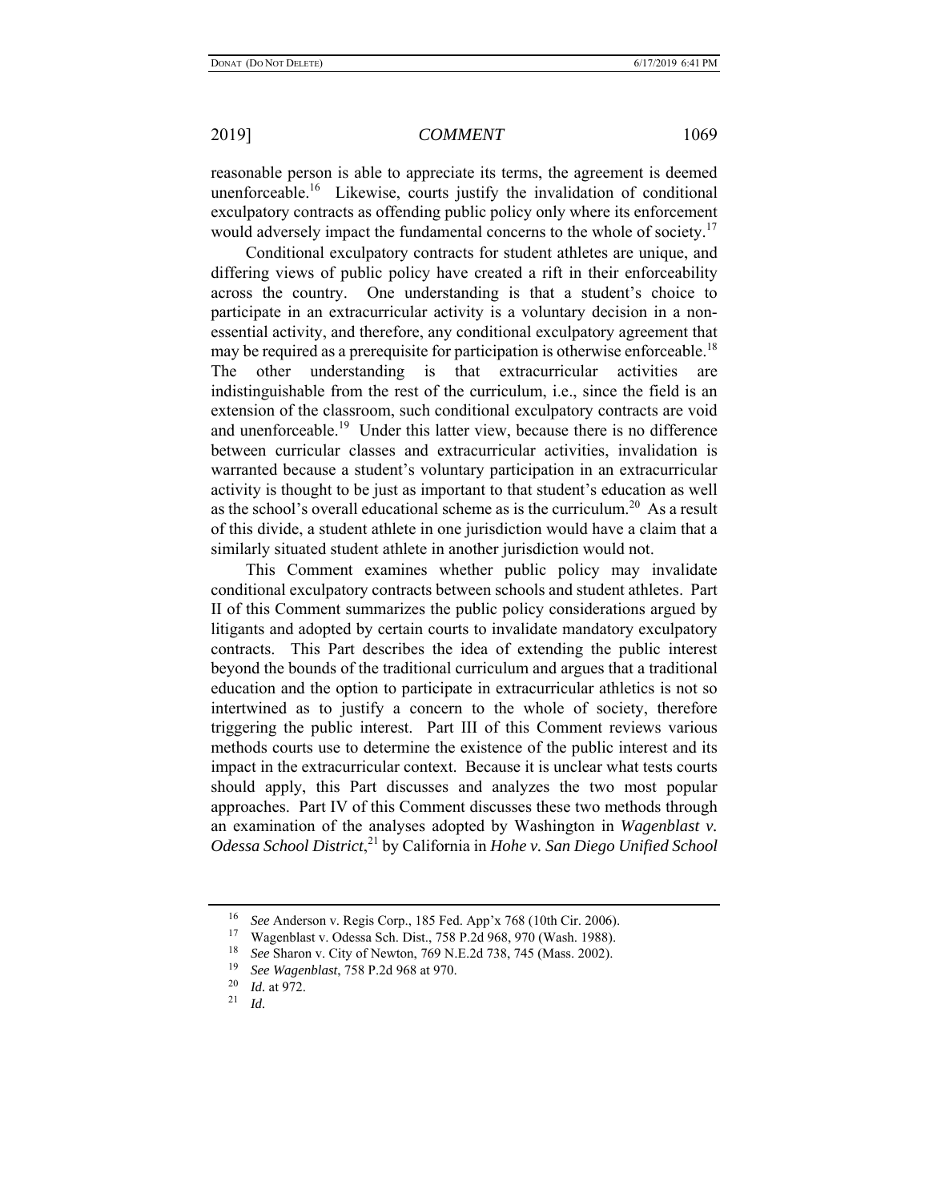reasonable person is able to appreciate its terms, the agreement is deemed unenforceable.[16] Likewise, courts justify the invalidation of conditional exculpatory contracts as offending public policy only where its enforcement would adversely impact the fundamental concerns to the whole of society.[17]

Conditional exculpatory contracts for student athletes are unique, and differing views of public policy have created a rift in their enforceability across the country. One understanding is that a student's choice to participate in an extracurricular activity is a voluntary decision in a non-essential activity, and therefore, any conditional exculpatory agreement that may be required as a prerequisite for participation is otherwise enforceable.[18] The other understanding is that extracurricular activities are indistinguishable from the rest of the curriculum, i.e., since the field is an extension of the classroom, such conditional exculpatory contracts are void and unenforceable.[19] Under this latter view, because there is no difference between curricular classes and extracurricular activities, invalidation is warranted because a student's voluntary participation in an extracurricular activity is thought to be just as important to that student's education as well as the school's overall educational scheme as is the curriculum.[20] As a result of this divide, a student athlete in one jurisdiction would have a claim that a similarly situated student athlete in another jurisdiction would not.

This Comment examines whether public policy may invalidate conditional exculpatory contracts between schools and student athletes. Part II of this Comment summarizes the public policy considerations argued by litigants and adopted by certain courts to invalidate mandatory exculpatory contracts. This Part describes the idea of extending the public interest beyond the bounds of the traditional curriculum and argues that a traditional education and the option to participate in extracurricular athletics is not so intertwined as to justify a concern to the whole of society, therefore triggering the public interest. Part III of this Comment reviews various methods courts use to determine the existence of the public interest and its impact in the extracurricular context. Because it is unclear what tests courts should apply, this Part discusses and analyzes the two most popular approaches. Part IV of this Comment discusses these two methods through an examination of the analyses adopted by Washington in *Wagenblast v. Odessa School District*,[21] by California in *Hohe v. San Diego Unified School*

---

[16] *See* Anderson v. Regis Corp., 185 Fed. App'x 768 (10th Cir. 2006).

[17] Wagenblast v. Odessa Sch. Dist., 758 P.2d 968, 970 (Wash. 1988).

[18] *See* Sharon v. City of Newton, 769 N.E.2d 738, 745 (Mass. 2002).

[19] *See Wagenblast*, 758 P.2d 968 at 970.

[20] *Id.* at 972.

[21] *Id.*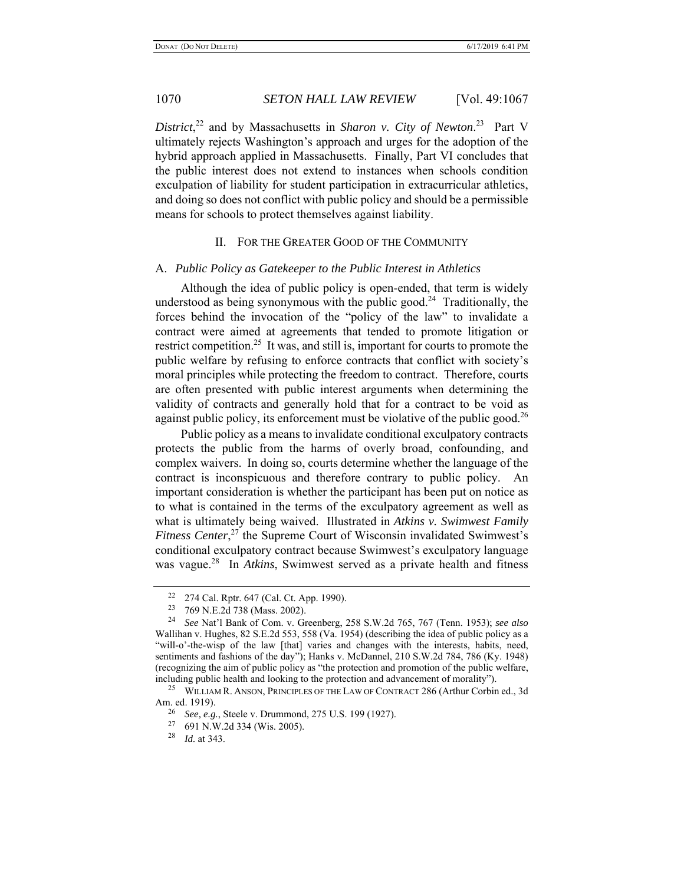*District*,[22] and by Massachusetts in *Sharon v. City of Newton*.[23] Part V ultimately rejects Washington's approach and urges for the adoption of the hybrid approach applied in Massachusetts. Finally, Part VI concludes that the public interest does not extend to instances when schools condition exculpation of liability for student participation in extracurricular athletics, and doing so does not conflict with public policy and should be a permissible means for schools to protect themselves against liability.

## II. For the Greater Good of the Community

### A. *Public Policy as Gatekeeper to the Public Interest in Athletics*

Although the idea of public policy is open-ended, that term is widely understood as being synonymous with the public good.[24] Traditionally, the forces behind the invocation of the "policy of the law" to invalidate a contract were aimed at agreements that tended to promote litigation or restrict competition.[25] It was, and still is, important for courts to promote the public welfare by refusing to enforce contracts that conflict with society's moral principles while protecting the freedom to contract. Therefore, courts are often presented with public interest arguments when determining the validity of contracts and generally hold that for a contract to be void as against public policy, its enforcement must be violative of the public good.[26]

Public policy as a means to invalidate conditional exculpatory contracts protects the public from the harms of overly broad, confounding, and complex waivers. In doing so, courts determine whether the language of the contract is inconspicuous and therefore contrary to public policy. An important consideration is whether the participant has been put on notice as to what is contained in the terms of the exculpatory agreement as well as what is ultimately being waived. Illustrated in *Atkins v. Swimwest Family Fitness Center*,[27] the Supreme Court of Wisconsin invalidated Swimwest's conditional exculpatory contract because Swimwest's exculpatory language was vague.[28] In *Atkins*, Swimwest served as a private health and fitness

---

[22] 274 Cal. Rptr. 647 (Cal. Ct. App. 1990).

[23] 769 N.E.2d 738 (Mass. 2002).

[24] *See* Nat'l Bank of Com. v. Greenberg, 258 S.W.2d 765, 767 (Tenn. 1953); *see also* Wallihan v. Hughes, 82 S.E.2d 553, 558 (Va. 1954) (describing the idea of public policy as a "will-o'-the-wisp of the law [that] varies and changes with the interests, habits, need, sentiments and fashions of the day"); Hanks v. McDannel, 210 S.W.2d 784, 786 (Ky. 1948) (recognizing the aim of public policy as "the protection and promotion of the public welfare, including public health and looking to the protection and advancement of morality").

[25] William R. Anson, Principles of the Law of Contract 286 (Arthur Corbin ed., 3d Am. ed. 1919).

[26] *See, e.g.*, Steele v. Drummond, 275 U.S. 199 (1927).

[27] 691 N.W.2d 334 (Wis. 2005).

[28] *Id.* at 343.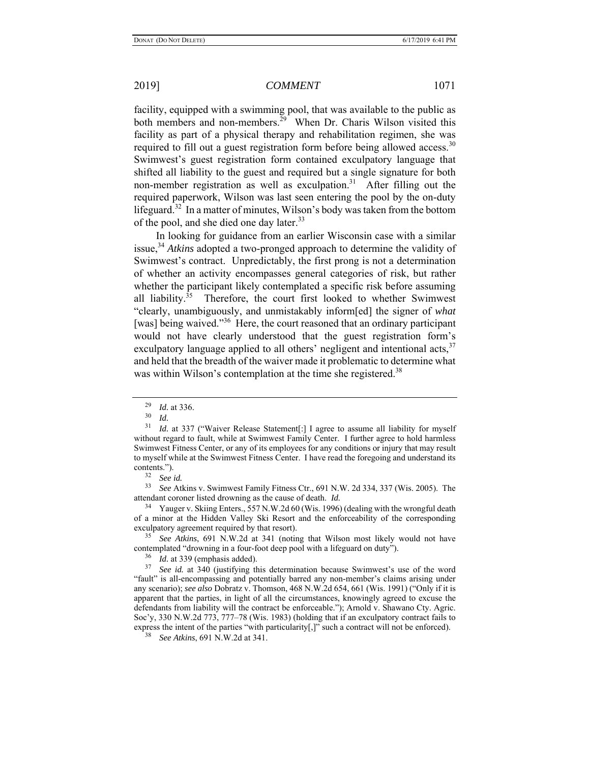facility, equipped with a swimming pool, that was available to the public as both members and non-members.[29] When Dr. Charis Wilson visited this facility as part of a physical therapy and rehabilitation regimen, she was required to fill out a guest registration form before being allowed access.[30] Swimwest's guest registration form contained exculpatory language that shifted all liability to the guest and required but a single signature for both non-member registration as well as exculpation.[31] After filling out the required paperwork, Wilson was last seen entering the pool by the on-duty lifeguard.[32] In a matter of minutes, Wilson's body was taken from the bottom of the pool, and she died one day later.[33]

In looking for guidance from an earlier Wisconsin case with a similar issue,[34] *Atkins* adopted a two-pronged approach to determine the validity of Swimwest's contract. Unpredictably, the first prong is not a determination of whether an activity encompasses general categories of risk, but rather whether the participant likely contemplated a specific risk before assuming all liability.[35] Therefore, the court first looked to whether Swimwest "clearly, unambiguously, and unmistakably inform[ed] the signer of *what* [was] being waived."[36] Here, the court reasoned that an ordinary participant would not have clearly understood that the guest registration form's exculpatory language applied to all others' negligent and intentional acts,[37] and held that the breadth of the waiver made it problematic to determine what was within Wilson's contemplation at the time she registered.[38]

---

[29] *Id.* at 336.

[30] *Id.*

[31] *Id.* at 337 ("Waiver Release Statement[:] I agree to assume all liability for myself without regard to fault, while at Swimwest Family Center. I further agree to hold harmless Swimwest Fitness Center, or any of its employees for any conditions or injury that may result to myself while at the Swimwest Fitness Center. I have read the foregoing and understand its contents.").

[32] *See id.*

[33] *See* Atkins v. Swimwest Family Fitness Ctr., 691 N.W. 2d 334, 337 (Wis. 2005). The attendant coroner listed drowning as the cause of death. *Id.*

[34] Yauger v. Skiing Enters., 557 N.W.2d 60 (Wis. 1996) (dealing with the wrongful death of a minor at the Hidden Valley Ski Resort and the enforceability of the corresponding exculpatory agreement required by that resort).

[35] *See Atkins*, 691 N.W.2d at 341 (noting that Wilson most likely would not have contemplated "drowning in a four-foot deep pool with a lifeguard on duty").

[36] *Id.* at 339 (emphasis added).

[37] *See id.* at 340 (justifying this determination because Swimwest's use of the word "fault" is all-encompassing and potentially barred any non-member's claims arising under any scenario); *see also* Dobratz v. Thomson, 468 N.W.2d 654, 661 (Wis. 1991) ("Only if it is apparent that the parties, in light of all the circumstances, knowingly agreed to excuse the defendants from liability will the contract be enforceable."); Arnold v. Shawano Cty. Agric. Soc'y, 330 N.W.2d 773, 777–78 (Wis. 1983) (holding that if an exculpatory contract fails to express the intent of the parties "with particularity[,]" such a contract will not be enforced).

[38] *See Atkins*, 691 N.W.2d at 341.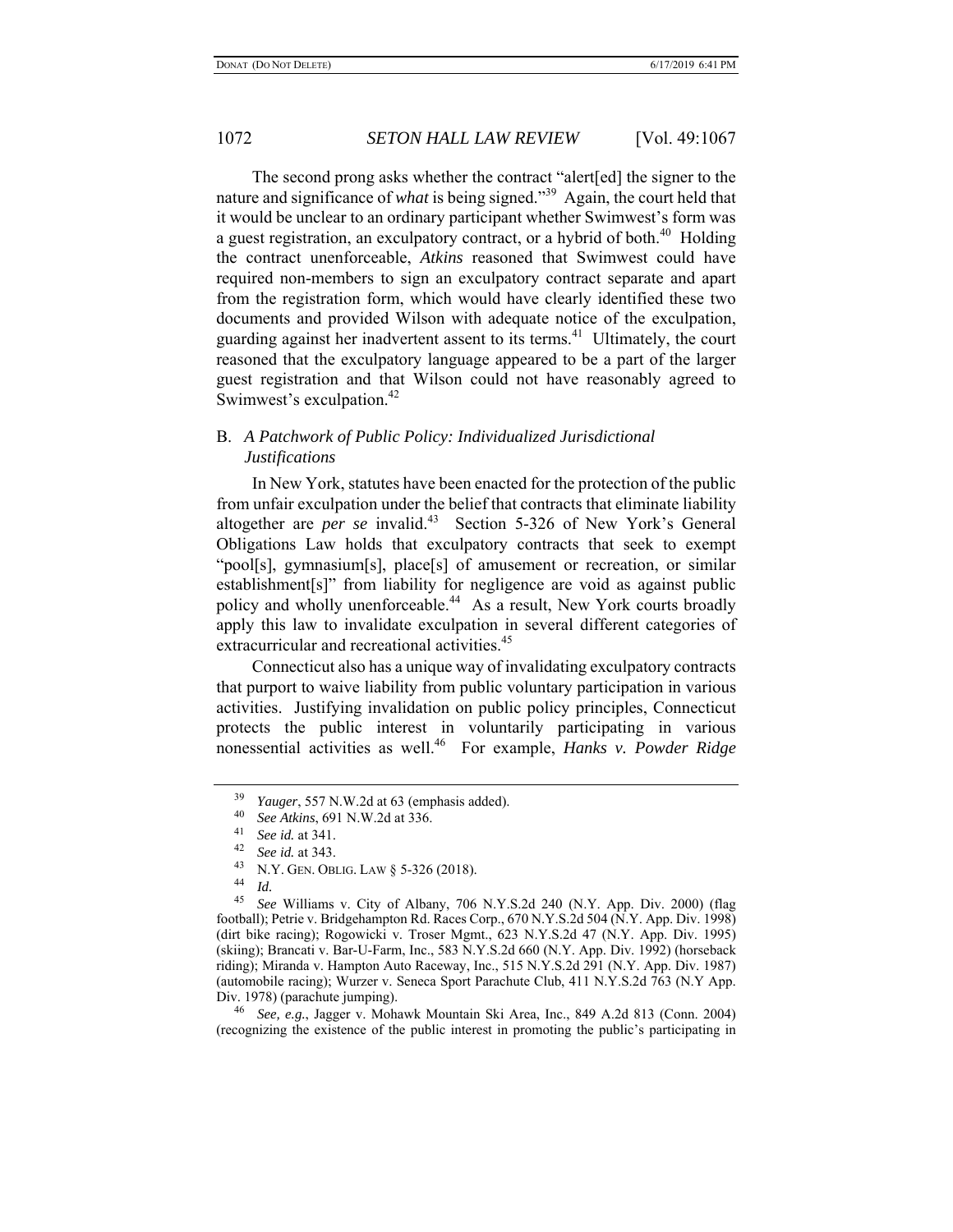The second prong asks whether the contract "alert[ed] the signer to the nature and significance of *what* is being signed."[39] Again, the court held that it would be unclear to an ordinary participant whether Swimwest's form was a guest registration, an exculpatory contract, or a hybrid of both.[40] Holding the contract unenforceable, *Atkins* reasoned that Swimwest could have required non-members to sign an exculpatory contract separate and apart from the registration form, which would have clearly identified these two documents and provided Wilson with adequate notice of the exculpation, guarding against her inadvertent assent to its terms.[41] Ultimately, the court reasoned that the exculpatory language appeared to be a part of the larger guest registration and that Wilson could not have reasonably agreed to Swimwest's exculpation.[42]

## B. *A Patchwork of Public Policy: Individualized Jurisdictional Justifications*

In New York, statutes have been enacted for the protection of the public from unfair exculpation under the belief that contracts that eliminate liability altogether are *per se* invalid.[43] Section 5-326 of New York's General Obligations Law holds that exculpatory contracts that seek to exempt "pool[s], gymnasium[s], place[s] of amusement or recreation, or similar establishment[s]" from liability for negligence are void as against public policy and wholly unenforceable.[44] As a result, New York courts broadly apply this law to invalidate exculpation in several different categories of extracurricular and recreational activities.[45]

Connecticut also has a unique way of invalidating exculpatory contracts that purport to waive liability from public voluntary participation in various activities. Justifying invalidation on public policy principles, Connecticut protects the public interest in voluntarily participating in various nonessential activities as well.[46] For example, ***Hanks v. Powder Ridge***

---

[39] *Yauger*, 557 N.W.2d at 63 (emphasis added).

[40] *See Atkins*, 691 N.W.2d at 336.

[41] *See id.* at 341.

[42] *See id.* at 343.

[43] N.Y. GEN. OBLIG. LAW § 5-326 (2018).

[44] *Id.*

[45] *See* Williams v. City of Albany, 706 N.Y.S.2d 240 (N.Y. App. Div. 2000) (flag football); Petrie v. Bridgehampton Rd. Races Corp., 670 N.Y.S.2d 504 (N.Y. App. Div. 1998) (dirt bike racing); Rogowicki v. Troser Mgmt., 623 N.Y.S.2d 47 (N.Y. App. Div. 1995) (skiing); Brancati v. Bar-U-Farm, Inc., 583 N.Y.S.2d 660 (N.Y. App. Div. 1992) (horseback riding); Miranda v. Hampton Auto Raceway, Inc., 515 N.Y.S.2d 291 (N.Y. App. Div. 1987) (automobile racing); Wurzer v. Seneca Sport Parachute Club, 411 N.Y.S.2d 763 (N.Y App. Div. 1978) (parachute jumping).

[46] *See, e.g.*, Jagger v. Mohawk Mountain Ski Area, Inc., 849 A.2d 813 (Conn. 2004) (recognizing the existence of the public interest in promoting the public's participating in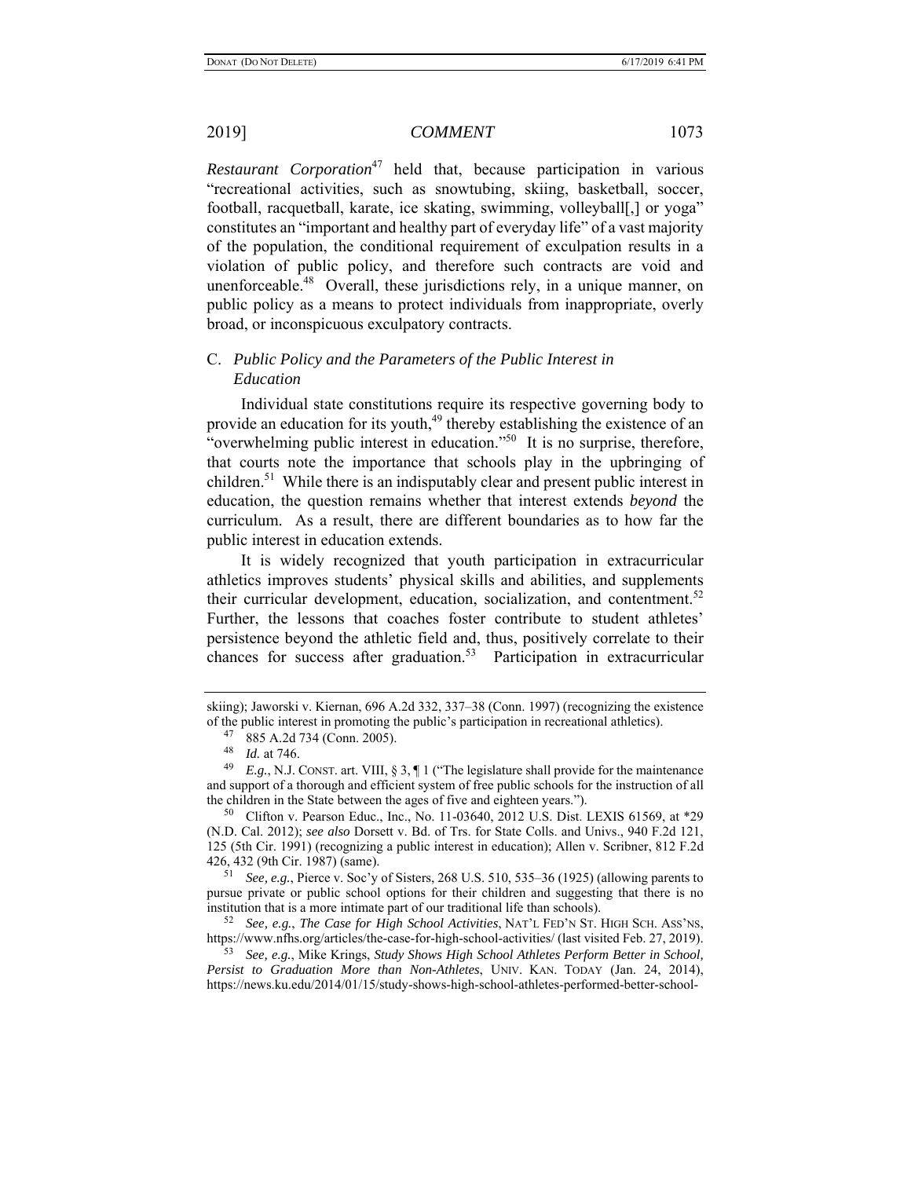*Restaurant Corporation*[47] held that, because participation in various "recreational activities, such as snowtubing, skiing, basketball, soccer, football, racquetball, karate, ice skating, swimming, volleyball[,] or yoga" constitutes an "important and healthy part of everyday life" of a vast majority of the population, the conditional requirement of exculpation results in a violation of public policy, and therefore such contracts are void and unenforceable.[48] Overall, these jurisdictions rely, in a unique manner, on public policy as a means to protect individuals from inappropriate, overly broad, or inconspicuous exculpatory contracts.

### C. *Public Policy and the Parameters of the Public Interest in Education*

Individual state constitutions require its respective governing body to provide an education for its youth,[49] thereby establishing the existence of an "overwhelming public interest in education."[50] It is no surprise, therefore, that courts note the importance that schools play in the upbringing of children.[51] While there is an indisputably clear and present public interest in education, the question remains whether that interest extends *beyond* the curriculum. As a result, there are different boundaries as to how far the public interest in education extends.

It is widely recognized that youth participation in extracurricular athletics improves students' physical skills and abilities, and supplements their curricular development, education, socialization, and contentment.[52] Further, the lessons that coaches foster contribute to student athletes' persistence beyond the athletic field and, thus, positively correlate to their chances for success after graduation.[53] Participation in extracurricular

---

skiing); Jaworski v. Kiernan, 696 A.2d 332, 337–38 (Conn. 1997) (recognizing the existence of the public interest in promoting the public's participation in recreational athletics).

[47] 885 A.2d 734 (Conn. 2005).

[48] *Id.* at 746.

[49] *E.g.*, N.J. CONST. art. VIII, § 3, ¶ 1 ("The legislature shall provide for the maintenance and support of a thorough and efficient system of free public schools for the instruction of all the children in the State between the ages of five and eighteen years.").

[50] Clifton v. Pearson Educ., Inc., No. 11-03640, 2012 U.S. Dist. LEXIS 61569, at *29 (N.D. Cal. 2012); *see also* Dorsett v. Bd. of Trs. for State Colls. and Univs., 940 F.2d 121, 125 (5th Cir. 1991) (recognizing a public interest in education); Allen v. Scribner, 812 F.2d 426, 432 (9th Cir. 1987) (same).

[51] *See, e.g.*, Pierce v. Soc'y of Sisters, 268 U.S. 510, 535–36 (1925) (allowing parents to pursue private or public school options for their children and suggesting that there is no institution that is a more intimate part of our traditional life than schools).

[52] *See, e.g.*, *The Case for High School Activities*, NAT'L FED'N ST. HIGH SCH. ASS'NS, https://www.nfhs.org/articles/the-case-for-high-school-activities/ (last visited Feb. 27, 2019).

[53] *See, e.g.*, Mike Krings, *Study Shows High School Athletes Perform Better in School, Persist to Graduation More than Non-Athletes*, UNIV. KAN. TODAY (Jan. 24, 2014), https://news.ku.edu/2014/01/15/study-shows-high-school-athletes-performed-better-school-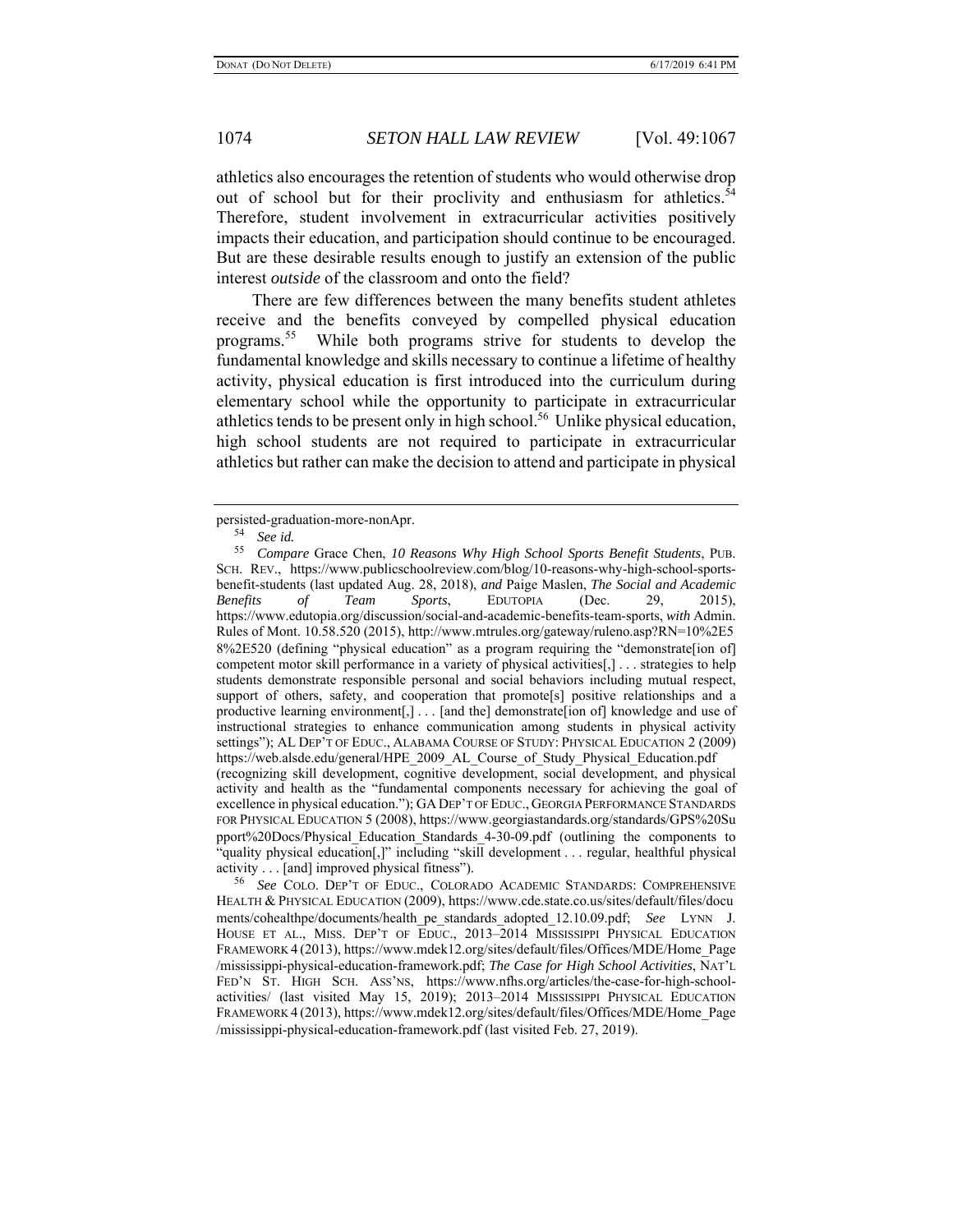athletics also encourages the retention of students who would otherwise drop out of school but for their proclivity and enthusiasm for athletics.[54] Therefore, student involvement in extracurricular activities positively impacts their education, and participation should continue to be encouraged. But are these desirable results enough to justify an extension of the public interest *outside* of the classroom and onto the field?

There are few differences between the many benefits student athletes receive and the benefits conveyed by compelled physical education programs.[55] While both programs strive for students to develop the fundamental knowledge and skills necessary to continue a lifetime of healthy activity, physical education is first introduced into the curriculum during elementary school while the opportunity to participate in extracurricular athletics tends to be present only in high school.[56] Unlike physical education, high school students are not required to participate in extracurricular athletics but rather can make the decision to attend and participate in physical

---

persisted-graduation-more-nonApr.

[54] *See id.*

[55] *Compare* Grace Chen, *10 Reasons Why High School Sports Benefit Students*, PUB. SCH. REV., https://www.publicschoolreview.com/blog/10-reasons-why-high-school-sports-benefit-students (last updated Aug. 28, 2018), *and* Paige Maslen, *The Social and Academic Benefits of Team Sports*, EDUTOPIA (Dec. 29, 2015), https://www.edutopia.org/discussion/social-and-academic-benefits-team-sports, *with* Admin. Rules of Mont. 10.58.520 (2015), http://www.mtrules.org/gateway/ruleno.asp?RN=10%2E58%2E520 (defining "physical education" as a program requiring the "demonstrate[ion of] competent motor skill performance in a variety of physical activities[,] . . . strategies to help students demonstrate responsible personal and social behaviors including mutual respect, support of others, safety, and cooperation that promote[s] positive relationships and a productive learning environment[,] . . . [and the] demonstrate[ion of] knowledge and use of instructional strategies to enhance communication among students in physical activity settings"); AL DEP'T OF EDUC., ALABAMA COURSE OF STUDY: PHYSICAL EDUCATION 2 (2009) https://web.alsde.edu/general/HPE_2009_AL_Course_of_Study_Physical_Education.pdf (recognizing skill development, cognitive development, social development, and physical activity and health as the "fundamental components necessary for achieving the goal of excellence in physical education."); GA DEP'T OF EDUC., GEORGIA PERFORMANCE STANDARDS FOR PHYSICAL EDUCATION 5 (2008), https://www.georgiastandards.org/standards/GPS%20Support%20Docs/Physical_Education_Standards_4-30-09.pdf (outlining the components to "quality physical education[,]" including "skill development . . . regular, healthful physical activity . . . [and] improved physical fitness").

[56] *See* COLO. DEP'T OF EDUC., COLORADO ACADEMIC STANDARDS: COMPREHENSIVE HEALTH & PHYSICAL EDUCATION (2009), https://www.cde.state.co.us/sites/default/files/documents/cohealthpe/documents/health_pe_standards_adopted_12.10.09.pdf; *See* LYNN J. HOUSE ET AL., MISS. DEP'T OF EDUC., 2013–2014 MISSISSIPPI PHYSICAL EDUCATION FRAMEWORK 4 (2013), https://www.mdek12.org/sites/default/files/Offices/MDE/Home_Page/mississippi-physical-education-framework.pdf; *The Case for High School Activities*, NAT'L FED'N ST. HIGH SCH. ASS'NS, https://www.nfhs.org/articles/the-case-for-high-school-activities/ (last visited May 15, 2019); 2013–2014 MISSISSIPPI PHYSICAL EDUCATION FRAMEWORK 4 (2013), https://www.mdek12.org/sites/default/files/Offices/MDE/Home_Page/mississippi-physical-education-framework.pdf (last visited Feb. 27, 2019).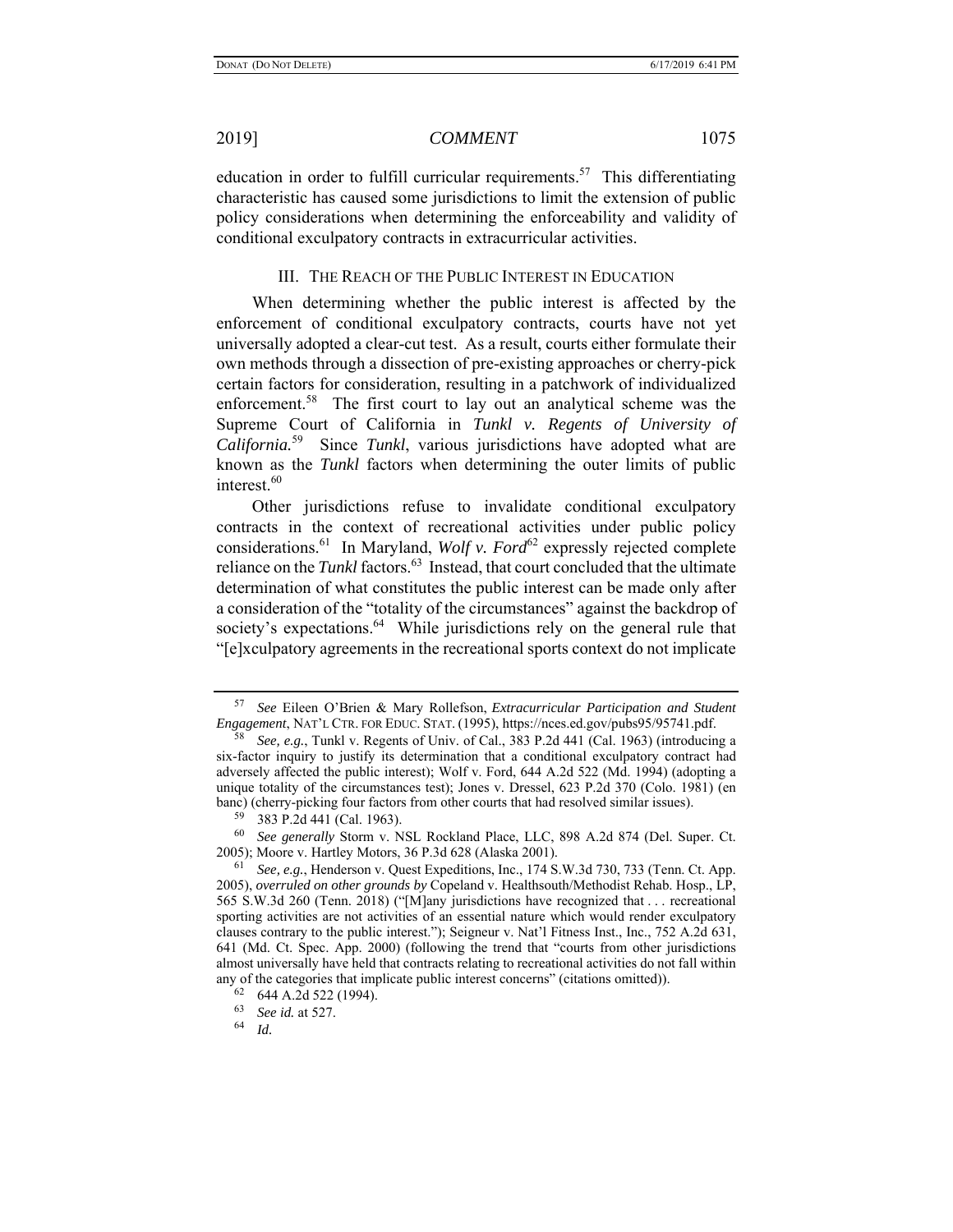education in order to fulfill curricular requirements.[57] This differentiating characteristic has caused some jurisdictions to limit the extension of public policy considerations when determining the enforceability and validity of conditional exculpatory contracts in extracurricular activities.

## III. THE REACH OF THE PUBLIC INTEREST IN EDUCATION

When determining whether the public interest is affected by the enforcement of conditional exculpatory contracts, courts have not yet universally adopted a clear-cut test. As a result, courts either formulate their own methods through a dissection of pre-existing approaches or cherry-pick certain factors for consideration, resulting in a patchwork of individualized enforcement.[58] The first court to lay out an analytical scheme was the Supreme Court of California in *Tunkl v. Regents of University of California.*[59] Since *Tunkl*, various jurisdictions have adopted what are known as the *Tunkl* factors when determining the outer limits of public interest.[60]

Other jurisdictions refuse to invalidate conditional exculpatory contracts in the context of recreational activities under public policy considerations.[61] In Maryland, *Wolf v. Ford*[62] expressly rejected complete reliance on the *Tunkl* factors.[63] Instead, that court concluded that the ultimate determination of what constitutes the public interest can be made only after a consideration of the "totality of the circumstances" against the backdrop of society's expectations.[64] While jurisdictions rely on the general rule that "[e]xculpatory agreements in the recreational sports context do not implicate

---

[57] *See* Eileen O'Brien & Mary Rollefson, *Extracurricular Participation and Student Engagement*, NAT'L CTR. FOR EDUC. STAT. (1995), https://nces.ed.gov/pubs95/95741.pdf.

[58] *See, e.g.*, Tunkl v. Regents of Univ. of Cal., 383 P.2d 441 (Cal. 1963) (introducing a six-factor inquiry to justify its determination that a conditional exculpatory contract had adversely affected the public interest); Wolf v. Ford, 644 A.2d 522 (Md. 1994) (adopting a unique totality of the circumstances test); Jones v. Dressel, 623 P.2d 370 (Colo. 1981) (en banc) (cherry-picking four factors from other courts that had resolved similar issues).

[59] 383 P.2d 441 (Cal. 1963).

[60] *See generally* Storm v. NSL Rockland Place, LLC, 898 A.2d 874 (Del. Super. Ct. 2005); Moore v. Hartley Motors, 36 P.3d 628 (Alaska 2001).

[61] *See, e.g.*, Henderson v. Quest Expeditions, Inc., 174 S.W.3d 730, 733 (Tenn. Ct. App. 2005), *overruled on other grounds by* Copeland v. Healthsouth/Methodist Rehab. Hosp., LP, 565 S.W.3d 260 (Tenn. 2018) ("[M]any jurisdictions have recognized that . . . recreational sporting activities are not activities of an essential nature which would render exculpatory clauses contrary to the public interest."); Seigneur v. Nat'l Fitness Inst., Inc., 752 A.2d 631, 641 (Md. Ct. Spec. App. 2000) (following the trend that "courts from other jurisdictions almost universally have held that contracts relating to recreational activities do not fall within any of the categories that implicate public interest concerns" (citations omitted)).

[62] 644 A.2d 522 (1994).

[63] *See id.* at 527.

[64] *Id.*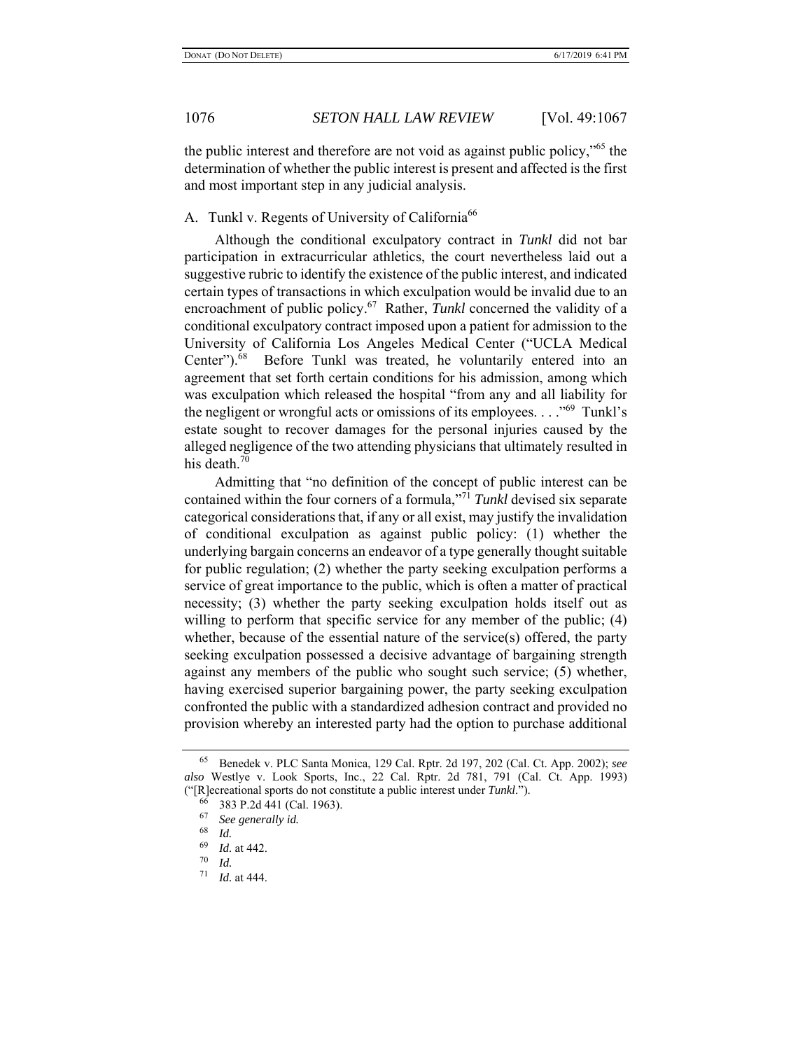the public interest and therefore are not void as against public policy,"[65] the determination of whether the public interest is present and affected is the first and most important step in any judicial analysis.

### A. Tunkl v. Regents of University of California[66]

Although the conditional exculpatory contract in *Tunkl* did not bar participation in extracurricular athletics, the court nevertheless laid out a suggestive rubric to identify the existence of the public interest, and indicated certain types of transactions in which exculpation would be invalid due to an encroachment of public policy.[67] Rather, *Tunkl* concerned the validity of a conditional exculpatory contract imposed upon a patient for admission to the University of California Los Angeles Medical Center ("UCLA Medical Center").[68] Before Tunkl was treated, he voluntarily entered into an agreement that set forth certain conditions for his admission, among which was exculpation which released the hospital "from any and all liability for the negligent or wrongful acts or omissions of its employees. . . ."[69] Tunkl's estate sought to recover damages for the personal injuries caused by the alleged negligence of the two attending physicians that ultimately resulted in his death.[70]

Admitting that "no definition of the concept of public interest can be contained within the four corners of a formula,"[71] *Tunkl* devised six separate categorical considerations that, if any or all exist, may justify the invalidation of conditional exculpation as against public policy: (1) whether the underlying bargain concerns an endeavor of a type generally thought suitable for public regulation; (2) whether the party seeking exculpation performs a service of great importance to the public, which is often a matter of practical necessity; (3) whether the party seeking exculpation holds itself out as willing to perform that specific service for any member of the public; (4) whether, because of the essential nature of the service(s) offered, the party seeking exculpation possessed a decisive advantage of bargaining strength against any members of the public who sought such service; (5) whether, having exercised superior bargaining power, the party seeking exculpation confronted the public with a standardized adhesion contract and provided no provision whereby an interested party had the option to purchase additional

---

[65] Benedek v. PLC Santa Monica, 129 Cal. Rptr. 2d 197, 202 (Cal. Ct. App. 2002); *see also* Westlye v. Look Sports, Inc., 22 Cal. Rptr. 2d 781, 791 (Cal. Ct. App. 1993) ("[R]ecreational sports do not constitute a public interest under *Tunkl*.").

[66] 383 P.2d 441 (Cal. 1963).

[67] *See generally id.*

[68] *Id.*

[69] *Id.* at 442.

[70] *Id.*

[71] *Id.* at 444.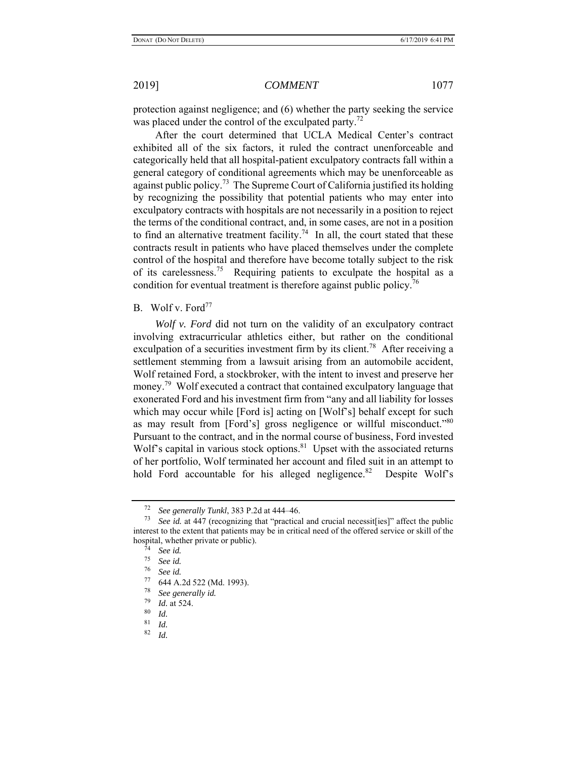protection against negligence; and (6) whether the party seeking the service was placed under the control of the exculpated party.[72]

After the court determined that UCLA Medical Center's contract exhibited all of the six factors, it ruled the contract unenforceable and categorically held that all hospital-patient exculpatory contracts fall within a general category of conditional agreements which may be unenforceable as against public policy.[73] The Supreme Court of California justified its holding by recognizing the possibility that potential patients who may enter into exculpatory contracts with hospitals are not necessarily in a position to reject the terms of the conditional contract, and, in some cases, are not in a position to find an alternative treatment facility.[74] In all, the court stated that these contracts result in patients who have placed themselves under the complete control of the hospital and therefore have become totally subject to the risk of its carelessness.[75] Requiring patients to exculpate the hospital as a condition for eventual treatment is therefore against public policy.[76]

## B. Wolf v. Ford[77]

*Wolf v. Ford* did not turn on the validity of an exculpatory contract involving extracurricular athletics either, but rather on the conditional exculpation of a securities investment firm by its client.[78] After receiving a settlement stemming from a lawsuit arising from an automobile accident, Wolf retained Ford, a stockbroker, with the intent to invest and preserve her money.[79] Wolf executed a contract that contained exculpatory language that exonerated Ford and his investment firm from "any and all liability for losses which may occur while [Ford is] acting on [Wolf's] behalf except for such as may result from [Ford's] gross negligence or willful misconduct."[80] Pursuant to the contract, and in the normal course of business, Ford invested Wolf's capital in various stock options.[81] Upset with the associated returns of her portfolio, Wolf terminated her account and filed suit in an attempt to hold Ford accountable for his alleged negligence.[82] Despite Wolf's

---

[72] *See generally Tunkl*, 383 P.2d at 444–46.

[73] *See id.* at 447 (recognizing that "practical and crucial necessit[ies]" affect the public interest to the extent that patients may be in critical need of the offered service or skill of the hospital, whether private or public).

[74] *See id.*

[75] *See id.*

[76] *See id.*

[77] 644 A.2d 522 (Md. 1993).

[78] *See generally id.*

[79] *Id.* at 524.

[80] *Id.*

[81] *Id.*

[82] *Id.*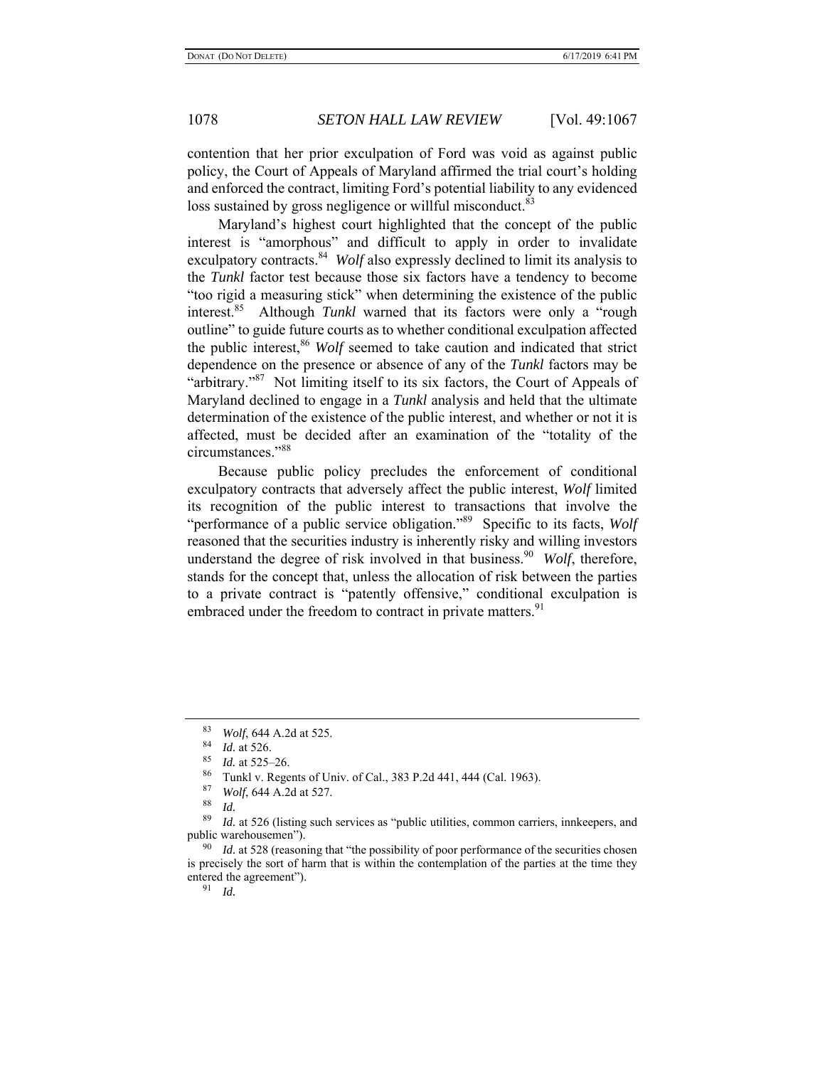contention that her prior exculpation of Ford was void as against public policy, the Court of Appeals of Maryland affirmed the trial court's holding and enforced the contract, limiting Ford's potential liability to any evidenced loss sustained by gross negligence or willful misconduct.[83]

Maryland's highest court highlighted that the concept of the public interest is "amorphous" and difficult to apply in order to invalidate exculpatory contracts.[84] *Wolf* also expressly declined to limit its analysis to the *Tunkl* factor test because those six factors have a tendency to become "too rigid a measuring stick" when determining the existence of the public interest.[85] Although *Tunkl* warned that its factors were only a "rough outline" to guide future courts as to whether conditional exculpation affected the public interest,[86] *Wolf* seemed to take caution and indicated that strict dependence on the presence or absence of any of the *Tunkl* factors may be "arbitrary."[87] Not limiting itself to its six factors, the Court of Appeals of Maryland declined to engage in a *Tunkl* analysis and held that the ultimate determination of the existence of the public interest, and whether or not it is affected, must be decided after an examination of the "totality of the circumstances."[88]

Because public policy precludes the enforcement of conditional exculpatory contracts that adversely affect the public interest, *Wolf* limited its recognition of the public interest to transactions that involve the "performance of a public service obligation."[89] Specific to its facts, *Wolf* reasoned that the securities industry is inherently risky and willing investors understand the degree of risk involved in that business.[90] *Wolf*, therefore, stands for the concept that, unless the allocation of risk between the parties to a private contract is "patently offensive," conditional exculpation is embraced under the freedom to contract in private matters.[91]

---

[83] *Wolf*, 644 A.2d at 525.

[84] *Id.* at 526.

[85] *Id.* at 525–26.

[86] Tunkl v. Regents of Univ. of Cal., 383 P.2d 441, 444 (Cal. 1963).

[87] *Wolf*, 644 A.2d at 527.

[88] *Id.*

[89] *Id.* at 526 (listing such services as "public utilities, common carriers, innkeepers, and public warehousemen").

[90] *Id.* at 528 (reasoning that "the possibility of poor performance of the securities chosen is precisely the sort of harm that is within the contemplation of the parties at the time they entered the agreement").

[91] *Id.*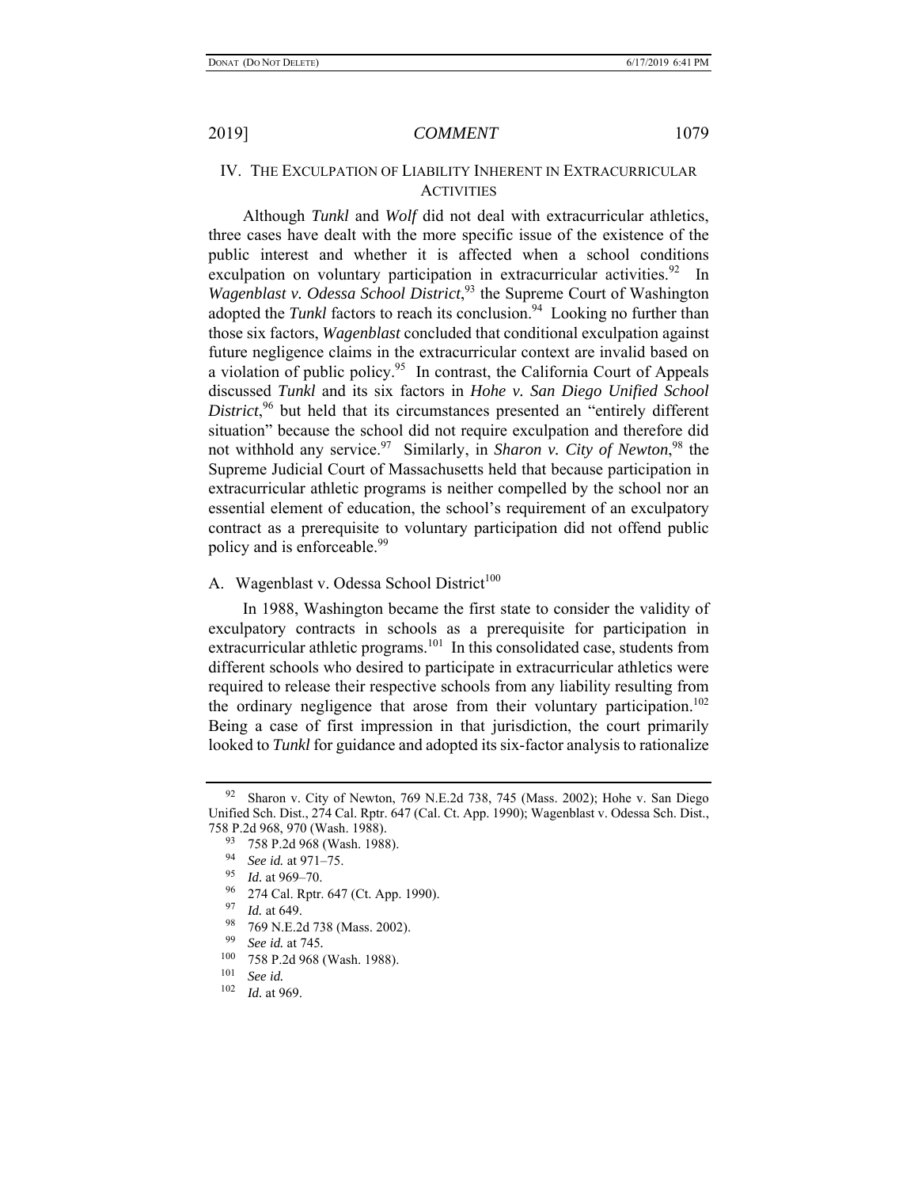## IV. The Exculpation of Liability Inherent in Extracurricular Activities

Although *Tunkl* and *Wolf* did not deal with extracurricular athletics, three cases have dealt with the more specific issue of the existence of the public interest and whether it is affected when a school conditions exculpation on voluntary participation in extracurricular activities.[92] In *Wagenblast v. Odessa School District*,[93] the Supreme Court of Washington adopted the *Tunkl* factors to reach its conclusion.[94] Looking no further than those six factors, *Wagenblast* concluded that conditional exculpation against future negligence claims in the extracurricular context are invalid based on a violation of public policy.[95] In contrast, the California Court of Appeals discussed *Tunkl* and its six factors in *Hohe v. San Diego Unified School District*,[96] but held that its circumstances presented an "entirely different situation" because the school did not require exculpation and therefore did not withhold any service.[97] Similarly, in *Sharon v. City of Newton*,[98] the Supreme Judicial Court of Massachusetts held that because participation in extracurricular athletic programs is neither compelled by the school nor an essential element of education, the school's requirement of an exculpatory contract as a prerequisite to voluntary participation did not offend public policy and is enforceable.[99]

### A. Wagenblast v. Odessa School District[100]

In 1988, Washington became the first state to consider the validity of exculpatory contracts in schools as a prerequisite for participation in extracurricular athletic programs.[101] In this consolidated case, students from different schools who desired to participate in extracurricular athletics were required to release their respective schools from any liability resulting from the ordinary negligence that arose from their voluntary participation.[102] Being a case of first impression in that jurisdiction, the court primarily looked to *Tunkl* for guidance and adopted its six-factor analysis to rationalize

---

[92] Sharon v. City of Newton, 769 N.E.2d 738, 745 (Mass. 2002); Hohe v. San Diego Unified Sch. Dist., 274 Cal. Rptr. 647 (Cal. Ct. App. 1990); Wagenblast v. Odessa Sch. Dist., 758 P.2d 968, 970 (Wash. 1988).

[93] 758 P.2d 968 (Wash. 1988).

[94] *See id.* at 971–75.

[95] *Id.* at 969–70.

[96] 274 Cal. Rptr. 647 (Ct. App. 1990).

[97] *Id.* at 649.

[98] 769 N.E.2d 738 (Mass. 2002).

[99] *See id.* at 745.

[100] 758 P.2d 968 (Wash. 1988).

[101] *See id.*

[102] *Id.* at 969.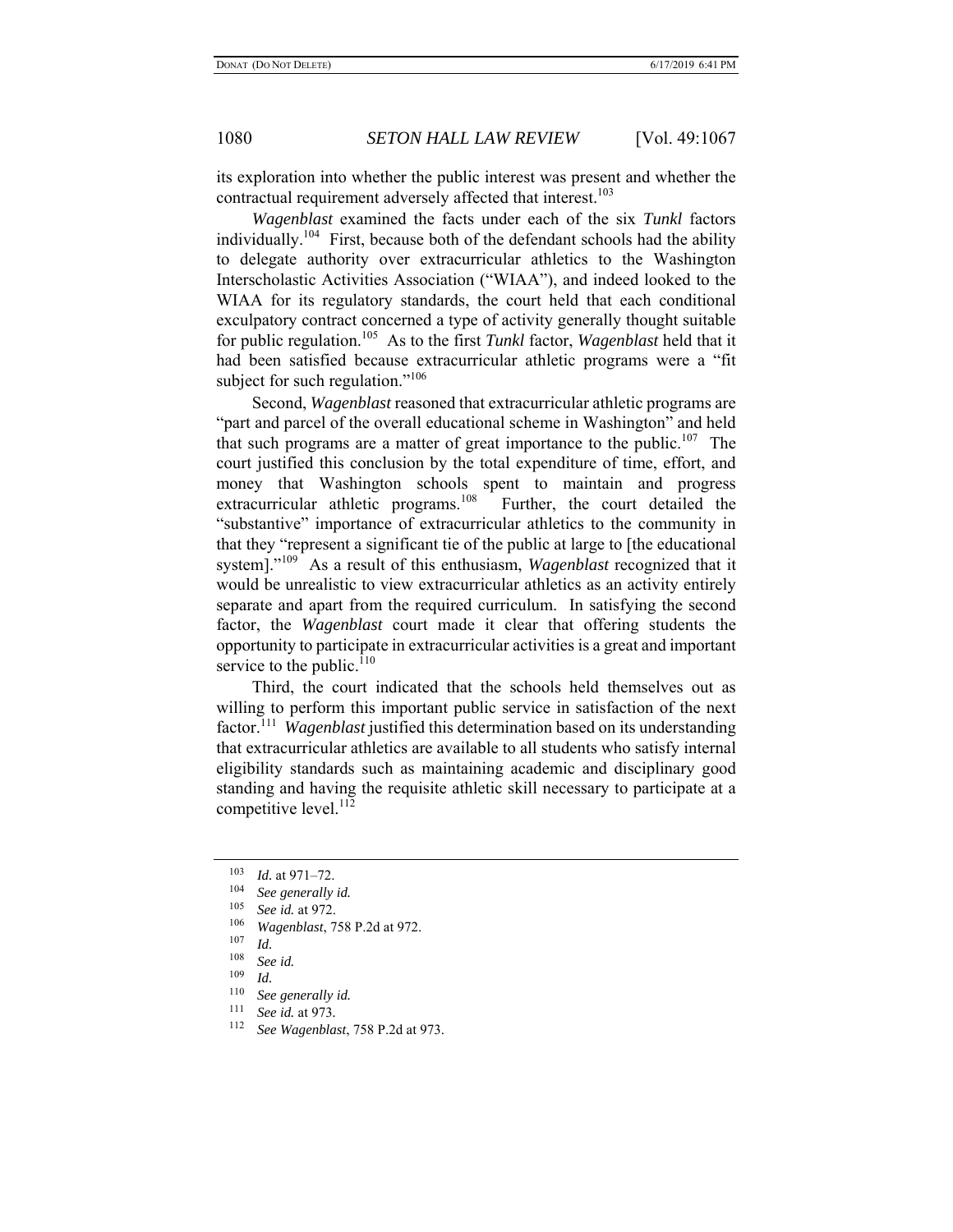its exploration into whether the public interest was present and whether the contractual requirement adversely affected that interest.[103]

*Wagenblast* examined the facts under each of the six *Tunkl* factors individually.[104] First, because both of the defendant schools had the ability to delegate authority over extracurricular athletics to the Washington Interscholastic Activities Association ("WIAA"), and indeed looked to the WIAA for its regulatory standards, the court held that each conditional exculpatory contract concerned a type of activity generally thought suitable for public regulation.[105] As to the first *Tunkl* factor, *Wagenblast* held that it had been satisfied because extracurricular athletic programs were a "fit subject for such regulation."[106]

Second, *Wagenblast* reasoned that extracurricular athletic programs are "part and parcel of the overall educational scheme in Washington" and held that such programs are a matter of great importance to the public.[107] The court justified this conclusion by the total expenditure of time, effort, and money that Washington schools spent to maintain and progress extracurricular athletic programs.[108] Further, the court detailed the "substantive" importance of extracurricular athletics to the community in that they "represent a significant tie of the public at large to [the educational system]."[109] As a result of this enthusiasm, *Wagenblast* recognized that it would be unrealistic to view extracurricular athletics as an activity entirely separate and apart from the required curriculum. In satisfying the second factor, the *Wagenblast* court made it clear that offering students the opportunity to participate in extracurricular activities is a great and important service to the public.[110]

Third, the court indicated that the schools held themselves out as willing to perform this important public service in satisfaction of the next factor.[111] *Wagenblast* justified this determination based on its understanding that extracurricular athletics are available to all students who satisfy internal eligibility standards such as maintaining academic and disciplinary good standing and having the requisite athletic skill necessary to participate at a competitive level.[112]

---

[103] *Id.* at 971–72.

[104] *See generally id.*

[105] *See id.* at 972.

[106] *Wagenblast*, 758 P.2d at 972.

[107] *Id.*

[108] *See id.*

[109] *Id.*

[110] *See generally id.*

[111] *See id.* at 973.

[112] *See Wagenblast*, 758 P.2d at 973.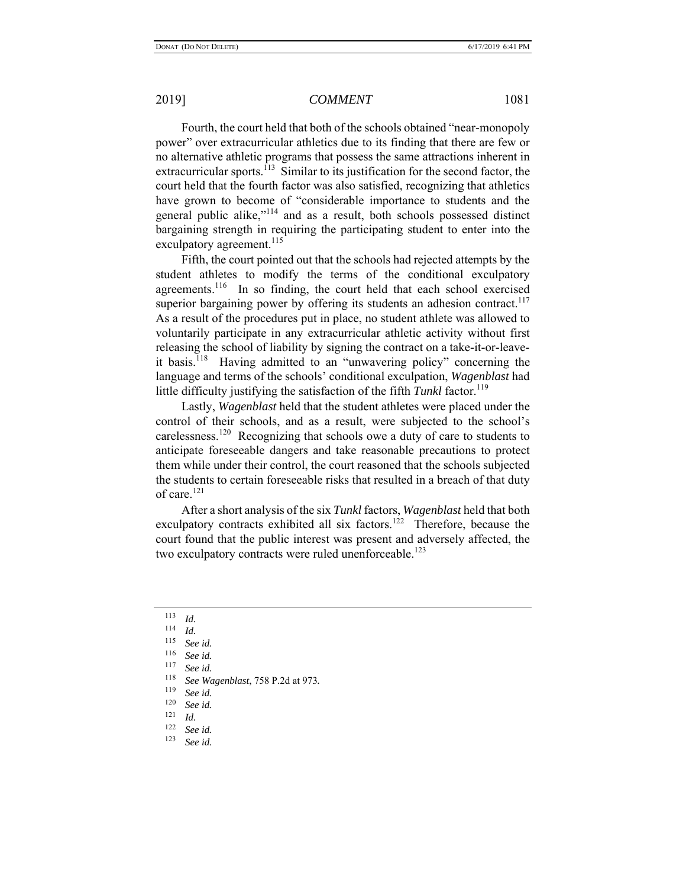Fourth, the court held that both of the schools obtained "near-monopoly power" over extracurricular athletics due to its finding that there are few or no alternative athletic programs that possess the same attractions inherent in extracurricular sports.[113] Similar to its justification for the second factor, the court held that the fourth factor was also satisfied, recognizing that athletics have grown to become of "considerable importance to students and the general public alike,"[114] and as a result, both schools possessed distinct bargaining strength in requiring the participating student to enter into the exculpatory agreement.[115]

Fifth, the court pointed out that the schools had rejected attempts by the student athletes to modify the terms of the conditional exculpatory agreements.[116] In so finding, the court held that each school exercised superior bargaining power by offering its students an adhesion contract.[117] As a result of the procedures put in place, no student athlete was allowed to voluntarily participate in any extracurricular athletic activity without first releasing the school of liability by signing the contract on a take-it-or-leave-it basis.[118] Having admitted to an "unwavering policy" concerning the language and terms of the schools' conditional exculpation, *Wagenblast* had little difficulty justifying the satisfaction of the fifth *Tunkl* factor.[119]

Lastly, *Wagenblast* held that the student athletes were placed under the control of their schools, and as a result, were subjected to the school's carelessness.[120] Recognizing that schools owe a duty of care to students to anticipate foreseeable dangers and take reasonable precautions to protect them while under their control, the court reasoned that the schools subjected the students to certain foreseeable risks that resulted in a breach of that duty of care.[121]

After a short analysis of the six *Tunkl* factors, *Wagenblast* held that both exculpatory contracts exhibited all six factors.[122] Therefore, because the court found that the public interest was present and adversely affected, the two exculpatory contracts were ruled unenforceable.[123]

---

[113] *Id.*

[114] *Id.*

[115] *See id.*

[116] *See id.*

[117] *See id.*

[118] *See Wagenblast*, 758 P.2d at 973.

[119] *See id.*

[120] *See id.*

[121] *Id.*

[122] *See id.*

[123] *See id.*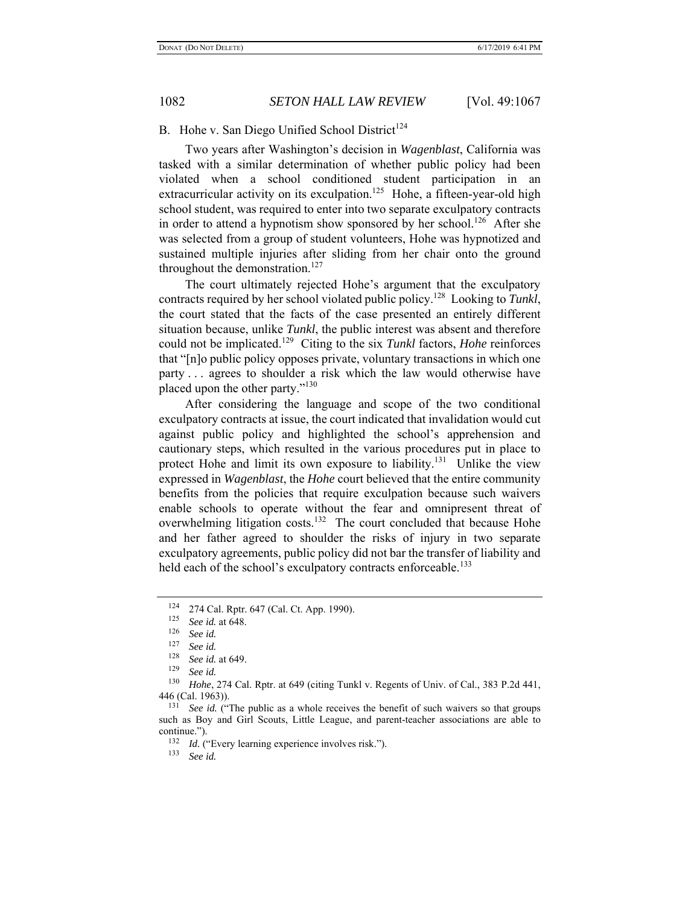### B. Hohe v. San Diego Unified School District[124]

Two years after Washington's decision in *Wagenblast*, California was tasked with a similar determination of whether public policy had been violated when a school conditioned student participation in an extracurricular activity on its exculpation.[125] Hohe, a fifteen-year-old high school student, was required to enter into two separate exculpatory contracts in order to attend a hypnotism show sponsored by her school.[126] After she was selected from a group of student volunteers, Hohe was hypnotized and sustained multiple injuries after sliding from her chair onto the ground throughout the demonstration.[127]

The court ultimately rejected Hohe's argument that the exculpatory contracts required by her school violated public policy.[128] Looking to *Tunkl*, the court stated that the facts of the case presented an entirely different situation because, unlike *Tunkl*, the public interest was absent and therefore could not be implicated.[129] Citing to the six *Tunkl* factors, *Hohe* reinforces that "[n]o public policy opposes private, voluntary transactions in which one party . . . agrees to shoulder a risk which the law would otherwise have placed upon the other party."[130]

After considering the language and scope of the two conditional exculpatory contracts at issue, the court indicated that invalidation would cut against public policy and highlighted the school's apprehension and cautionary steps, which resulted in the various procedures put in place to protect Hohe and limit its own exposure to liability.[131] Unlike the view expressed in *Wagenblast*, the *Hohe* court believed that the entire community benefits from the policies that require exculpation because such waivers enable schools to operate without the fear and omnipresent threat of overwhelming litigation costs.[132] The court concluded that because Hohe and her father agreed to shoulder the risks of injury in two separate exculpatory agreements, public policy did not bar the transfer of liability and held each of the school's exculpatory contracts enforceable.[133]

---

[124] 274 Cal. Rptr. 647 (Cal. Ct. App. 1990).

[125] *See id.* at 648.

[126] *See id.*

[127] *See id.*

[128] *See id.* at 649.

[129] *See id.*

[130] *Hohe*, 274 Cal. Rptr. at 649 (citing Tunkl v. Regents of Univ. of Cal., 383 P.2d 441, 446 (Cal. 1963)).

[131] *See id.* ("The public as a whole receives the benefit of such waivers so that groups such as Boy and Girl Scouts, Little League, and parent-teacher associations are able to continue.").

[132] *Id.* ("Every learning experience involves risk.").

[133] *See id.*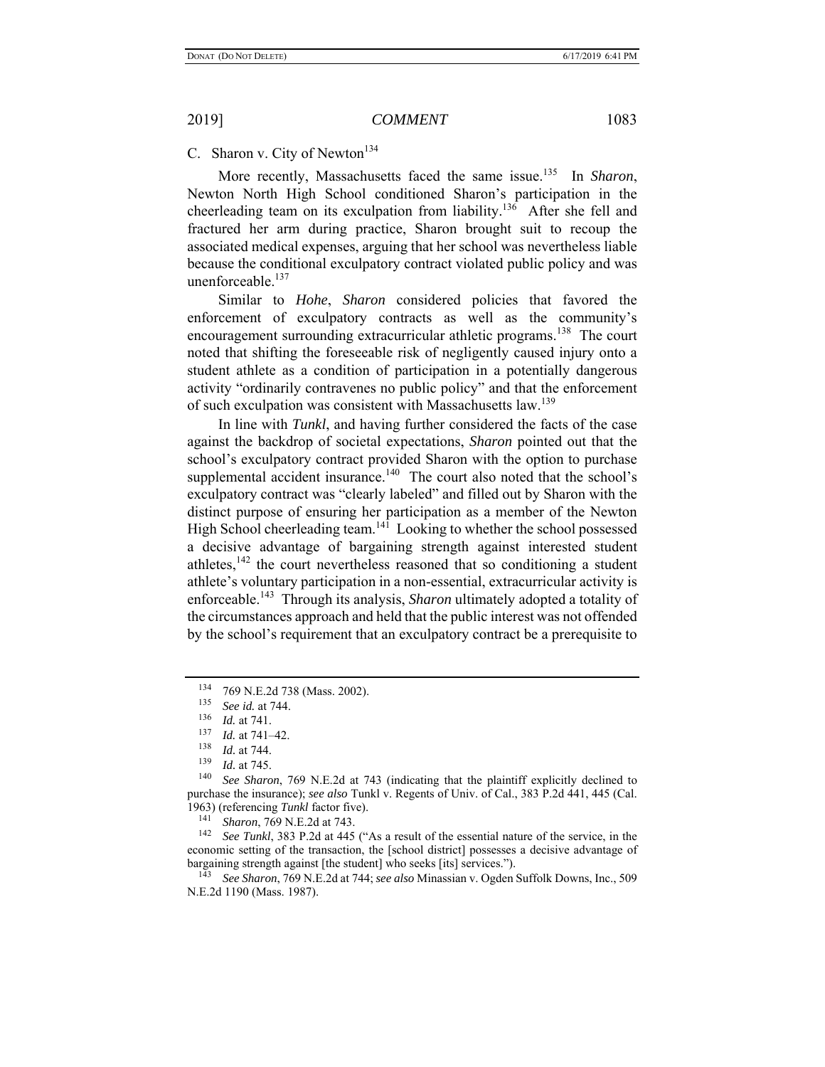### C. Sharon v. City of Newton[134]

More recently, Massachusetts faced the same issue.[135] In *Sharon*, Newton North High School conditioned Sharon's participation in the cheerleading team on its exculpation from liability.[136] After she fell and fractured her arm during practice, Sharon brought suit to recoup the associated medical expenses, arguing that her school was nevertheless liable because the conditional exculpatory contract violated public policy and was unenforceable.[137]

Similar to *Hohe*, *Sharon* considered policies that favored the enforcement of exculpatory contracts as well as the community's encouragement surrounding extracurricular athletic programs.[138] The court noted that shifting the foreseeable risk of negligently caused injury onto a student athlete as a condition of participation in a potentially dangerous activity "ordinarily contravenes no public policy" and that the enforcement of such exculpation was consistent with Massachusetts law.[139]

In line with *Tunkl*, and having further considered the facts of the case against the backdrop of societal expectations, *Sharon* pointed out that the school's exculpatory contract provided Sharon with the option to purchase supplemental accident insurance.[140] The court also noted that the school's exculpatory contract was "clearly labeled" and filled out by Sharon with the distinct purpose of ensuring her participation as a member of the Newton High School cheerleading team.[141] Looking to whether the school possessed a decisive advantage of bargaining strength against interested student athletes,[142] the court nevertheless reasoned that so conditioning a student athlete's voluntary participation in a non-essential, extracurricular activity is enforceable.[143] Through its analysis, *Sharon* ultimately adopted a totality of the circumstances approach and held that the public interest was not offended by the school's requirement that an exculpatory contract be a prerequisite to

---

[134] 769 N.E.2d 738 (Mass. 2002).

[135] *See id.* at 744.

[136] *Id.* at 741.

[137] *Id.* at 741–42.

[138] *Id.* at 744.

[139] *Id.* at 745.

[140] *See Sharon*, 769 N.E.2d at 743 (indicating that the plaintiff explicitly declined to purchase the insurance); *see also* Tunkl v. Regents of Univ. of Cal., 383 P.2d 441, 445 (Cal. 1963) (referencing *Tunkl* factor five).

[141] *Sharon*, 769 N.E.2d at 743.

[142] *See Tunkl*, 383 P.2d at 445 ("As a result of the essential nature of the service, in the economic setting of the transaction, the [school district] possesses a decisive advantage of bargaining strength against [the student] who seeks [its] services.").

[143] *See Sharon*, 769 N.E.2d at 744; *see also* Minassian v. Ogden Suffolk Downs, Inc., 509 N.E.2d 1190 (Mass. 1987).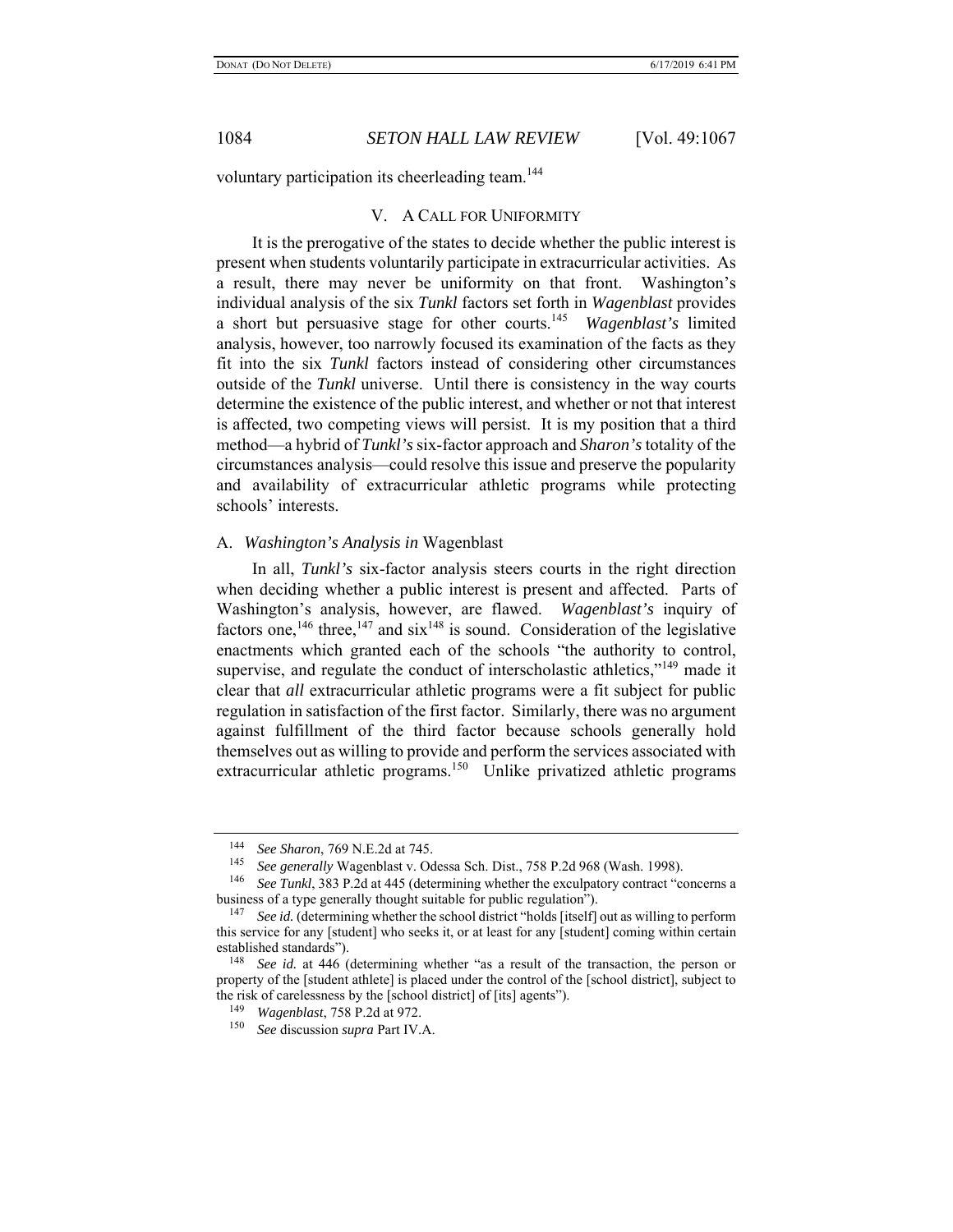voluntary participation its cheerleading team.[144]

## V. A CALL FOR UNIFORMITY

It is the prerogative of the states to decide whether the public interest is present when students voluntarily participate in extracurricular activities. As a result, there may never be uniformity on that front. Washington's individual analysis of the six *Tunkl* factors set forth in *Wagenblast* provides a short but persuasive stage for other courts.[145] *Wagenblast's* limited analysis, however, too narrowly focused its examination of the facts as they fit into the six *Tunkl* factors instead of considering other circumstances outside of the *Tunkl* universe. Until there is consistency in the way courts determine the existence of the public interest, and whether or not that interest is affected, two competing views will persist. It is my position that a third method—a hybrid of *Tunkl's* six-factor approach and *Sharon's* totality of the circumstances analysis—could resolve this issue and preserve the popularity and availability of extracurricular athletic programs while protecting schools' interests.

### A. *Washington's Analysis in* Wagenblast

In all, *Tunkl's* six-factor analysis steers courts in the right direction when deciding whether a public interest is present and affected. Parts of Washington's analysis, however, are flawed. *Wagenblast's* inquiry of factors one,[146] three,[147] and six[148] is sound. Consideration of the legislative enactments which granted each of the schools "the authority to control, supervise, and regulate the conduct of interscholastic athletics,"[149] made it clear that *all* extracurricular athletic programs were a fit subject for public regulation in satisfaction of the first factor. Similarly, there was no argument against fulfillment of the third factor because schools generally hold themselves out as willing to provide and perform the services associated with extracurricular athletic programs.[150] Unlike privatized athletic programs

---

[144] *See Sharon*, 769 N.E.2d at 745.

[145] *See generally* Wagenblast v. Odessa Sch. Dist., 758 P.2d 968 (Wash. 1998).

[146] *See Tunkl*, 383 P.2d at 445 (determining whether the exculpatory contract "concerns a business of a type generally thought suitable for public regulation").

[147] *See id.* (determining whether the school district "holds [itself] out as willing to perform this service for any [student] who seeks it, or at least for any [student] coming within certain established standards").

[148] *See id.* at 446 (determining whether "as a result of the transaction, the person or property of the [student athlete] is placed under the control of the [school district], subject to the risk of carelessness by the [school district] of [its] agents").

[149] *Wagenblast*, 758 P.2d at 972.

[150] *See* discussion *supra* Part IV.A.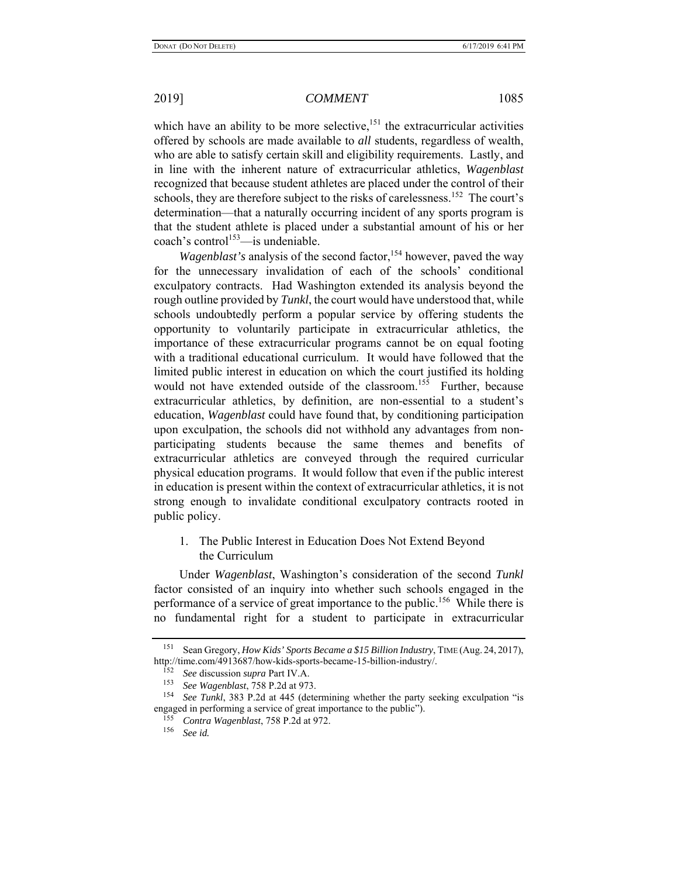which have an ability to be more selective,[151] the extracurricular activities offered by schools are made available to *all* students, regardless of wealth, who are able to satisfy certain skill and eligibility requirements. Lastly, and in line with the inherent nature of extracurricular athletics, *Wagenblast* recognized that because student athletes are placed under the control of their schools, they are therefore subject to the risks of carelessness.[152] The court's determination—that a naturally occurring incident of any sports program is that the student athlete is placed under a substantial amount of his or her coach's control[153]—is undeniable.

*Wagenblast's* analysis of the second factor,[154] however, paved the way for the unnecessary invalidation of each of the schools' conditional exculpatory contracts. Had Washington extended its analysis beyond the rough outline provided by *Tunkl*, the court would have understood that, while schools undoubtedly perform a popular service by offering students the opportunity to voluntarily participate in extracurricular athletics, the importance of these extracurricular programs cannot be on equal footing with a traditional educational curriculum. It would have followed that the limited public interest in education on which the court justified its holding would not have extended outside of the classroom.[155] Further, because extracurricular athletics, by definition, are non-essential to a student's education, *Wagenblast* could have found that, by conditioning participation upon exculpation, the schools did not withhold any advantages from non-participating students because the same themes and benefits of extracurricular athletics are conveyed through the required curricular physical education programs. It would follow that even if the public interest in education is present within the context of extracurricular athletics, it is not strong enough to invalidate conditional exculpatory contracts rooted in public policy.

1. The Public Interest in Education Does Not Extend Beyond the Curriculum

Under *Wagenblast*, Washington's consideration of the second *Tunkl* factor consisted of an inquiry into whether such schools engaged in the performance of a service of great importance to the public.[156] While there is no fundamental right for a student to participate in extracurricular

---

[151] Sean Gregory, *How Kids' Sports Became a $15 Billion Industry*, TIME (Aug. 24, 2017), http://time.com/4913687/how-kids-sports-became-15-billion-industry/.

[152] *See* discussion *supra* Part IV.A.

[153] *See Wagenblast*, 758 P.2d at 973.

[154] *See Tunkl*, 383 P.2d at 445 (determining whether the party seeking exculpation "is engaged in performing a service of great importance to the public").

[155] *Contra Wagenblast*, 758 P.2d at 972.

[156] *See id.*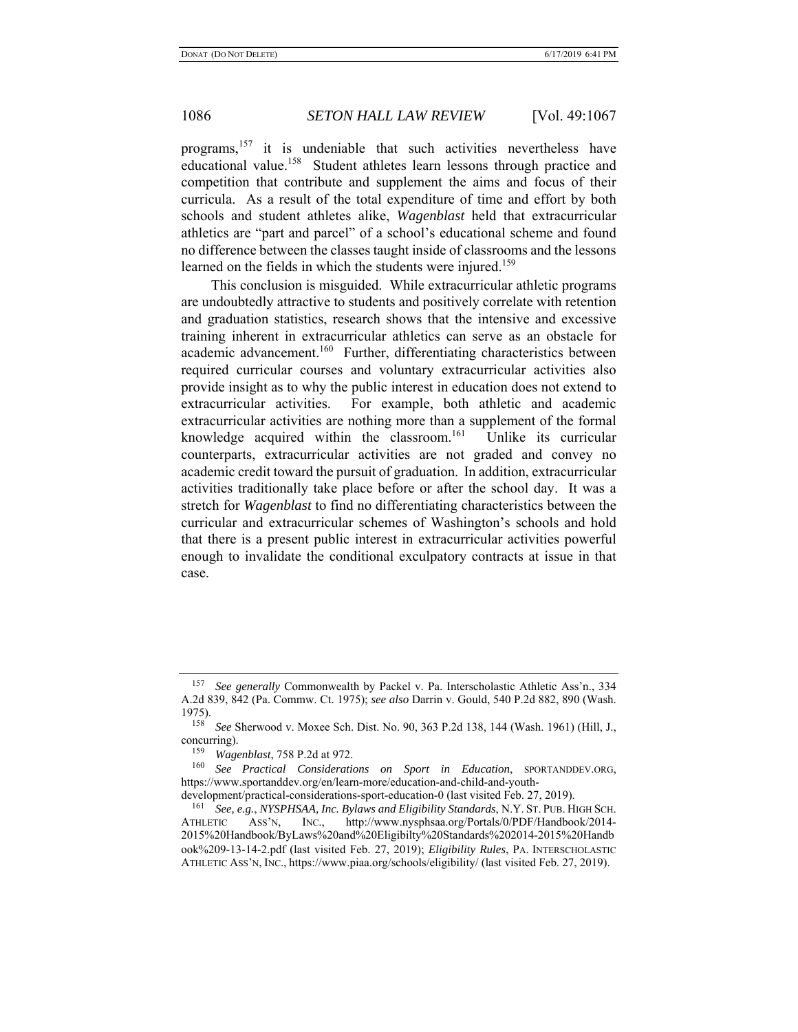programs,[157] it is undeniable that such activities nevertheless have educational value.[158] Student athletes learn lessons through practice and competition that contribute and supplement the aims and focus of their curricula. As a result of the total expenditure of time and effort by both schools and student athletes alike, *Wagenblast* held that extracurricular athletics are "part and parcel" of a school's educational scheme and found no difference between the classes taught inside of classrooms and the lessons learned on the fields in which the students were injured.[159]

This conclusion is misguided. While extracurricular athletic programs are undoubtedly attractive to students and positively correlate with retention and graduation statistics, research shows that the intensive and excessive training inherent in extracurricular athletics can serve as an obstacle for academic advancement.[160] Further, differentiating characteristics between required curricular courses and voluntary extracurricular activities also provide insight as to why the public interest in education does not extend to extracurricular activities. For example, both athletic and academic extracurricular activities are nothing more than a supplement of the formal knowledge acquired within the classroom.[161] Unlike its curricular counterparts, extracurricular activities are not graded and convey no academic credit toward the pursuit of graduation. In addition, extracurricular activities traditionally take place before or after the school day. It was a stretch for *Wagenblast* to find no differentiating characteristics between the curricular and extracurricular schemes of Washington's schools and hold that there is a present public interest in extracurricular activities powerful enough to invalidate the conditional exculpatory contracts at issue in that case.

---

[157] *See generally* Commonwealth by Packel v. Pa. Interscholastic Athletic Ass'n., 334 A.2d 839, 842 (Pa. Commw. Ct. 1975); *see also* Darrin v. Gould, 540 P.2d 882, 890 (Wash. 1975).

[158] *See* Sherwood v. Moxee Sch. Dist. No. 90, 363 P.2d 138, 144 (Wash. 1961) (Hill, J., concurring).

[159] *Wagenblast*, 758 P.2d at 972.

[160] *See Practical Considerations on Sport in Education*, SPORTANDDEV.ORG, https://www.sportanddev.org/en/learn-more/education-and-child-and-youth-development/practical-considerations-sport-education-0 (last visited Feb. 27, 2019).

[161] *See, e.g.*, *NYSPHSAA, Inc. Bylaws and Eligibility Standards*, N.Y. ST. PUB. HIGH SCH. ATHLETIC ASS'N, INC., http://www.nysphsaa.org/Portals/0/PDF/Handbook/2014-2015%20Handbook/ByLaws%20and%20Eligibilty%20Standards%202014-2015%20Handbook%209-13-14-2.pdf (last visited Feb. 27, 2019); *Eligibility Rules*, PA. INTERSCHOLASTIC ATHLETIC ASS'N, INC., https://www.piaa.org/schools/eligibility/ (last visited Feb. 27, 2019).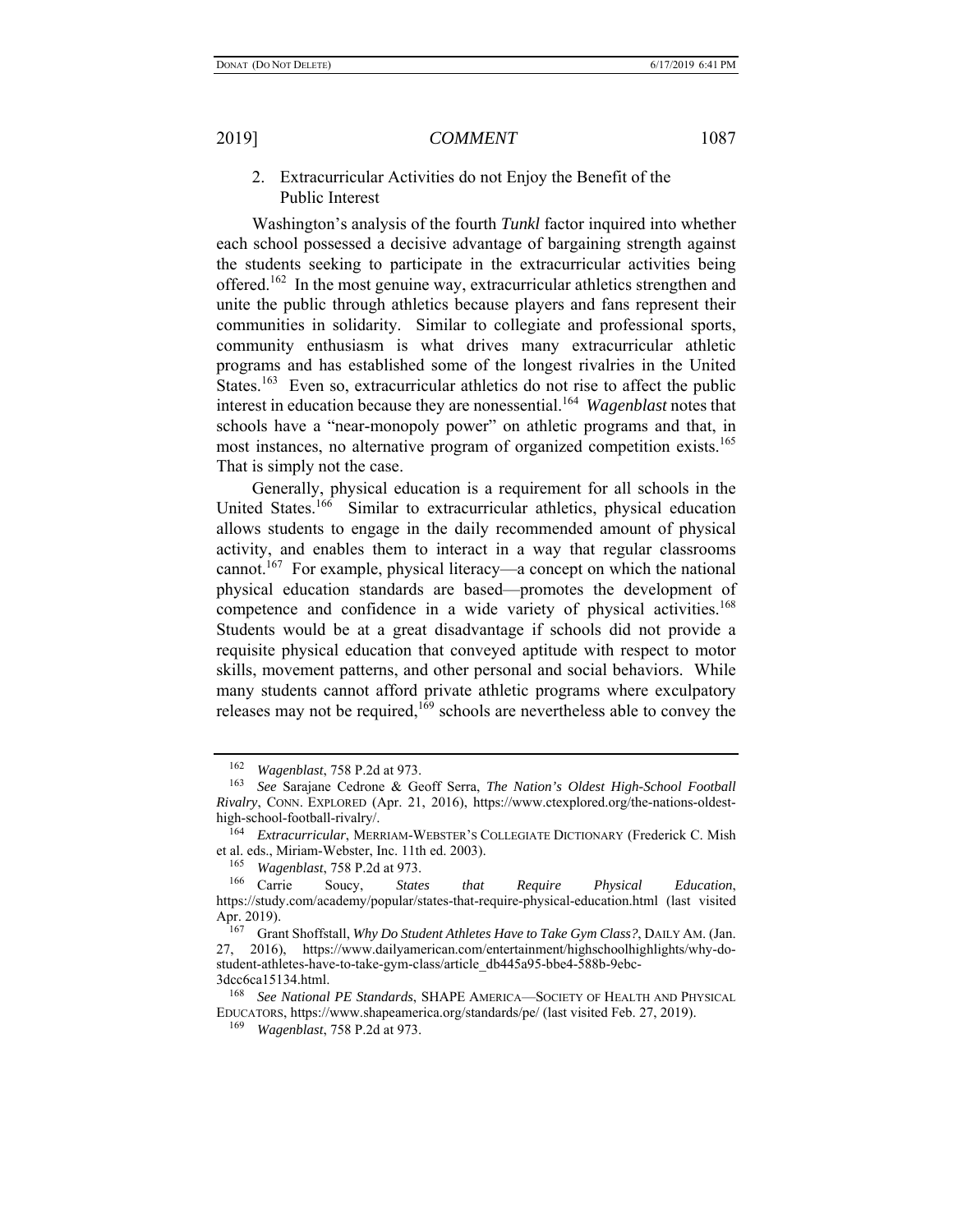2. Extracurricular Activities do not Enjoy the Benefit of the Public Interest

Washington's analysis of the fourth *Tunkl* factor inquired into whether each school possessed a decisive advantage of bargaining strength against the students seeking to participate in the extracurricular activities being offered.[162] In the most genuine way, extracurricular athletics strengthen and unite the public through athletics because players and fans represent their communities in solidarity. Similar to collegiate and professional sports, community enthusiasm is what drives many extracurricular athletic programs and has established some of the longest rivalries in the United States.[163] Even so, extracurricular athletics do not rise to affect the public interest in education because they are nonessential.[164] *Wagenblast* notes that schools have a "near-monopoly power" on athletic programs and that, in most instances, no alternative program of organized competition exists.[165] That is simply not the case.

Generally, physical education is a requirement for all schools in the United States.[166] Similar to extracurricular athletics, physical education allows students to engage in the daily recommended amount of physical activity, and enables them to interact in a way that regular classrooms cannot.[167] For example, physical literacy—a concept on which the national physical education standards are based—promotes the development of competence and confidence in a wide variety of physical activities.[168] Students would be at a great disadvantage if schools did not provide a requisite physical education that conveyed aptitude with respect to motor skills, movement patterns, and other personal and social behaviors. While many students cannot afford private athletic programs where exculpatory releases may not be required,[169] schools are nevertheless able to convey the

---

[162] *Wagenblast*, 758 P.2d at 973.

[163] *See* Sarajane Cedrone & Geoff Serra, *The Nation's Oldest High-School Football Rivalry*, CONN. EXPLORED (Apr. 21, 2016), https://www.ctexplored.org/the-nations-oldest-high-school-football-rivalry/.

[164] *Extracurricular*, MERRIAM-WEBSTER'S COLLEGIATE DICTIONARY (Frederick C. Mish et al. eds., Miriam-Webster, Inc. 11th ed. 2003).

[165] *Wagenblast*, 758 P.2d at 973.

[166] Carrie Soucy, *States that Require Physical Education*, https://study.com/academy/popular/states-that-require-physical-education.html (last visited Apr. 2019).

[167] Grant Shoffstall, *Why Do Student Athletes Have to Take Gym Class?*, DAILY AM. (Jan. 27, 2016), https://www.dailyamerican.com/entertainment/highschoolhighlights/why-do-student-athletes-have-to-take-gym-class/article_db445a95-bbe4-588b-9ebc-3dcc6ca15134.html.

[168] *See National PE Standards*, SHAPE AMERICA—SOCIETY OF HEALTH AND PHYSICAL EDUCATORS, https://www.shapeamerica.org/standards/pe/ (last visited Feb. 27, 2019).

[169] *Wagenblast*, 758 P.2d at 973.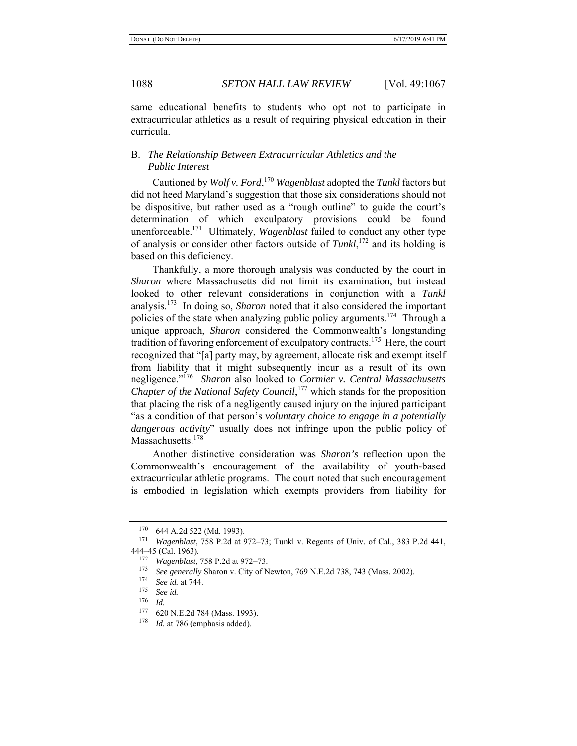same educational benefits to students who opt not to participate in extracurricular athletics as a result of requiring physical education in their curricula.

### B. *The Relationship Between Extracurricular Athletics and the Public Interest*

Cautioned by *Wolf v. Ford*,[170] *Wagenblast* adopted the *Tunkl* factors but did not heed Maryland's suggestion that those six considerations should not be dispositive, but rather used as a "rough outline" to guide the court's determination of which exculpatory provisions could be found unenforceable.[171] Ultimately, *Wagenblast* failed to conduct any other type of analysis or consider other factors outside of *Tunkl*,[172] and its holding is based on this deficiency.

Thankfully, a more thorough analysis was conducted by the court in *Sharon* where Massachusetts did not limit its examination, but instead looked to other relevant considerations in conjunction with a *Tunkl* analysis.[173] In doing so, *Sharon* noted that it also considered the important policies of the state when analyzing public policy arguments.[174] Through a unique approach, *Sharon* considered the Commonwealth's longstanding tradition of favoring enforcement of exculpatory contracts.[175] Here, the court recognized that "[a] party may, by agreement, allocate risk and exempt itself from liability that it might subsequently incur as a result of its own negligence."[176] *Sharon* also looked to *Cormier v. Central Massachusetts Chapter of the National Safety Council*,[177] which stands for the proposition that placing the risk of a negligently caused injury on the injured participant "as a condition of that person's *voluntary choice to engage in a potentially dangerous activity*" usually does not infringe upon the public policy of Massachusetts.[178]

Another distinctive consideration was *Sharon's* reflection upon the Commonwealth's encouragement of the availability of youth-based extracurricular athletic programs. The court noted that such encouragement is embodied in legislation which exempts providers from liability for

---

[170] 644 A.2d 522 (Md. 1993).

[171] *Wagenblast*, 758 P.2d at 972–73; Tunkl v. Regents of Univ. of Cal., 383 P.2d 441, 444–45 (Cal. 1963).

[172] *Wagenblast*, 758 P.2d at 972–73.

[173] *See generally* Sharon v. City of Newton, 769 N.E.2d 738, 743 (Mass. 2002).

[174] *See id.* at 744.

[175] *See id.*

[176] *Id.*

[177] 620 N.E.2d 784 (Mass. 1993).

[178] *Id.* at 786 (emphasis added).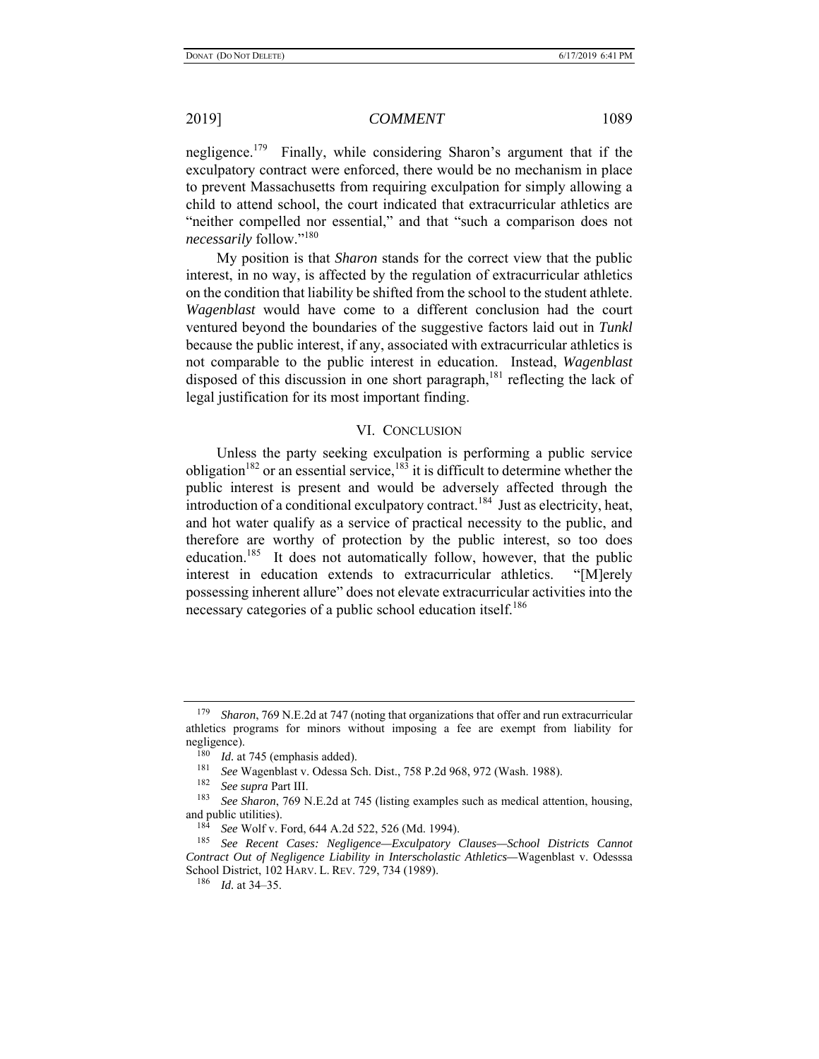negligence.[179] Finally, while considering Sharon's argument that if the exculpatory contract were enforced, there would be no mechanism in place to prevent Massachusetts from requiring exculpation for simply allowing a child to attend school, the court indicated that extracurricular athletics are "neither compelled nor essential," and that "such a comparison does not *necessarily* follow."[180]

My position is that *Sharon* stands for the correct view that the public interest, in no way, is affected by the regulation of extracurricular athletics on the condition that liability be shifted from the school to the student athlete. *Wagenblast* would have come to a different conclusion had the court ventured beyond the boundaries of the suggestive factors laid out in *Tunkl* because the public interest, if any, associated with extracurricular athletics is not comparable to the public interest in education. Instead, *Wagenblast* disposed of this discussion in one short paragraph,[181] reflecting the lack of legal justification for its most important finding.

## VI. CONCLUSION

Unless the party seeking exculpation is performing a public service obligation[182] or an essential service,[183] it is difficult to determine whether the public interest is present and would be adversely affected through the introduction of a conditional exculpatory contract.[184] Just as electricity, heat, and hot water qualify as a service of practical necessity to the public, and therefore are worthy of protection by the public interest, so too does education.[185] It does not automatically follow, however, that the public interest in education extends to extracurricular athletics. "[M]erely possessing inherent allure" does not elevate extracurricular activities into the necessary categories of a public school education itself.[186]

---

[179] *Sharon*, 769 N.E.2d at 747 (noting that organizations that offer and run extracurricular athletics programs for minors without imposing a fee are exempt from liability for negligence).

[180] *Id.* at 745 (emphasis added).

[181] *See* Wagenblast v. Odessa Sch. Dist., 758 P.2d 968, 972 (Wash. 1988).

[182] *See supra* Part III.

[183] *See Sharon*, 769 N.E.2d at 745 (listing examples such as medical attention, housing, and public utilities).

[184] *See* Wolf v. Ford, 644 A.2d 522, 526 (Md. 1994).

[185] *See Recent Cases: Negligence—Exculpatory Clauses—School Districts Cannot Contract Out of Negligence Liability in Interscholastic Athletics—*Wagenblast v. Odesssa School District, 102 HARV. L. REV. 729, 734 (1989).

[186] *Id.* at 34–35.